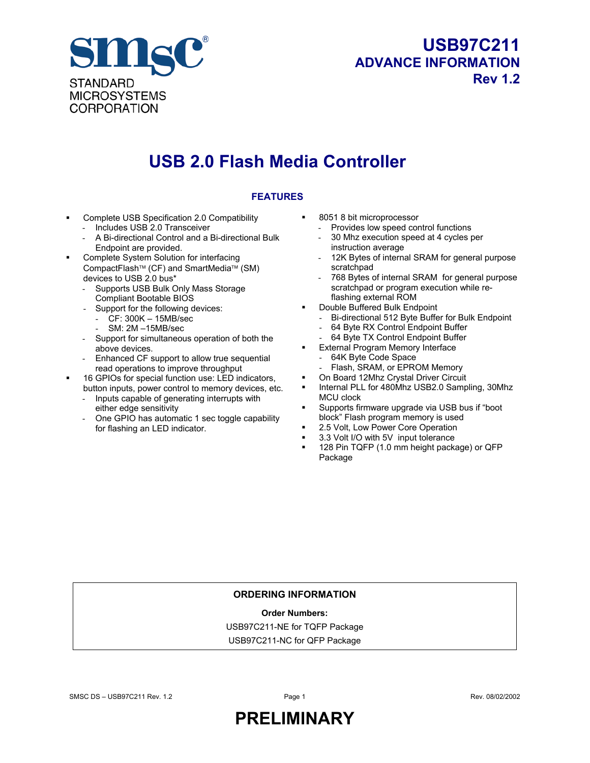STANDARD MICROSYSTEMS CORPORATION

# USB97C211
## ADVANCE INFORMATION
## Rev 1.2

# USB 2.0 Flash Media Controller

## FEATURES

- Complete USB Specification 2.0 Compatibility
  - Includes USB 2.0 Transceiver
  - A Bi-directional Control and a Bi-directional Bulk Endpoint are provided.
- Complete System Solution for interfacing CompactFlash™ (CF) and SmartMedia™ (SM) devices to USB 2.0 bus*
  - Supports USB Bulk Only Mass Storage Compliant Bootable BIOS
  - Support for the following devices:
    - CF: 300K – 15MB/sec
    - SM: 2M –15MB/sec
  - Support for simultaneous operation of both the above devices.
  - Enhanced CF support to allow true sequential read operations to improve throughput
- 16 GPIOs for special function use: LED indicators, button inputs, power control to memory devices, etc.
  - Inputs capable of generating interrupts with either edge sensitivity
  - One GPIO has automatic 1 sec toggle capability for flashing an LED indicator.
- 8051 8 bit microprocessor
  - Provides low speed control functions
  - 30 Mhz execution speed at 4 cycles per instruction average
  - 12K Bytes of internal SRAM for general purpose scratchpad
  - 768 Bytes of internal SRAM for general purpose scratchpad or program execution while re-flashing external ROM
- Double Buffered Bulk Endpoint
  - Bi-directional 512 Byte Buffer for Bulk Endpoint
  - 64 Byte RX Control Endpoint Buffer
  - 64 Byte TX Control Endpoint Buffer
- External Program Memory Interface
  - 64K Byte Code Space
  - Flash, SRAM, or EPROM Memory
- On Board 12Mhz Crystal Driver Circuit
- Internal PLL for 480Mhz USB2.0 Sampling, 30Mhz MCU clock
- Supports firmware upgrade via USB bus if "boot block" Flash program memory is used
- 2.5 Volt, Low Power Core Operation
- 3.3 Volt I/O with 5V input tolerance
- 128 Pin TQFP (1.0 mm height package) or QFP Package

---

**ORDERING INFORMATION**

**Order Numbers:**

USB97C211-NE for TQFP Package

USB97C211-NC for QFP Package

---

PRELIMINARY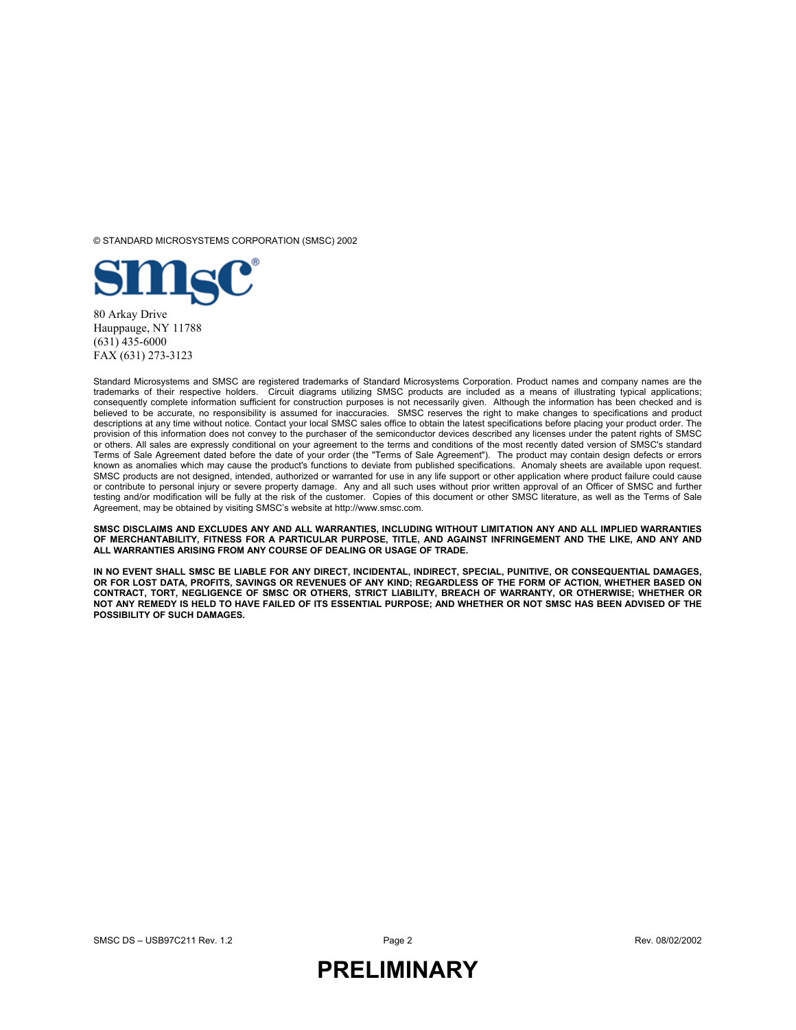© STANDARD MICROSYSTEMS CORPORATION (SMSC) 2002

80 Arkay Drive
Hauppauge, NY 11788
(631) 435-6000
FAX (631) 273-3123

Standard Microsystems and SMSC are registered trademarks of Standard Microsystems Corporation. Product names and company names are the trademarks of their respective holders. Circuit diagrams utilizing SMSC products are included as a means of illustrating typical applications; consequently complete information sufficient for construction purposes is not necessarily given. Although the information has been checked and is believed to be accurate, no responsibility is assumed for inaccuracies. SMSC reserves the right to make changes to specifications and product descriptions at any time without notice. Contact your local SMSC sales office to obtain the latest specifications before placing your product order. The provision of this information does not convey to the purchaser of the semiconductor devices described any licenses under the patent rights of SMSC or others. All sales are expressly conditional on your agreement to the terms and conditions of the most recently dated version of SMSC's standard Terms of Sale Agreement dated before the date of your order (the "Terms of Sale Agreement"). The product may contain design defects or errors known as anomalies which may cause the product's functions to deviate from published specifications. Anomaly sheets are available upon request. SMSC products are not designed, intended, authorized or warranted for use in any life support or other application where product failure could cause or contribute to personal injury or severe property damage. Any and all such uses without prior written approval of an Officer of SMSC and further testing and/or modification will be fully at the risk of the customer. Copies of this document or other SMSC literature, as well as the Terms of Sale Agreement, may be obtained by visiting SMSC's website at http://www.smsc.com.

**SMSC DISCLAIMS AND EXCLUDES ANY AND ALL WARRANTIES, INCLUDING WITHOUT LIMITATION ANY AND ALL IMPLIED WARRANTIES OF MERCHANTABILITY, FITNESS FOR A PARTICULAR PURPOSE, TITLE, AND AGAINST INFRINGEMENT AND THE LIKE, AND ANY AND ALL WARRANTIES ARISING FROM ANY COURSE OF DEALING OR USAGE OF TRADE.**

**IN NO EVENT SHALL SMSC BE LIABLE FOR ANY DIRECT, INCIDENTAL, INDIRECT, SPECIAL, PUNITIVE, OR CONSEQUENTIAL DAMAGES, OR FOR LOST DATA, PROFITS, SAVINGS OR REVENUES OF ANY KIND; REGARDLESS OF THE FORM OF ACTION, WHETHER BASED ON CONTRACT, TORT, NEGLIGENCE OF SMSC OR OTHERS, STRICT LIABILITY, BREACH OF WARRANTY, OR OTHERWISE; WHETHER OR NOT ANY REMEDY IS HELD TO HAVE FAILED OF ITS ESSENTIAL PURPOSE; AND WHETHER OR NOT SMSC HAS BEEN ADVISED OF THE POSSIBILITY OF SUCH DAMAGES.**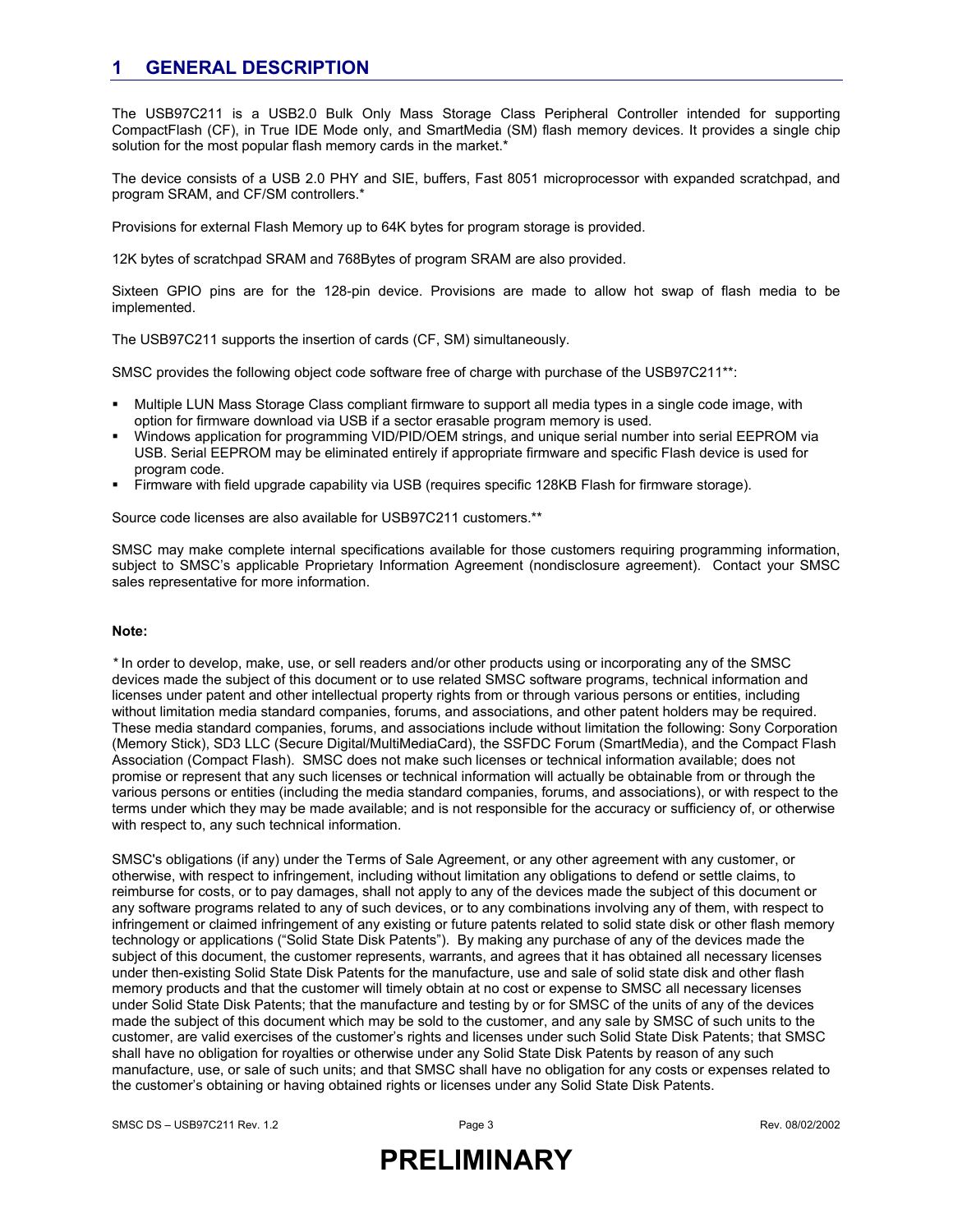# 1 GENERAL DESCRIPTION

The USB97C211 is a USB2.0 Bulk Only Mass Storage Class Peripheral Controller intended for supporting CompactFlash (CF), in True IDE Mode only, and SmartMedia (SM) flash memory devices. It provides a single chip solution for the most popular flash memory cards in the market.*

The device consists of a USB 2.0 PHY and SIE, buffers, Fast 8051 microprocessor with expanded scratchpad, and program SRAM, and CF/SM controllers.*

Provisions for external Flash Memory up to 64K bytes for program storage is provided.

12K bytes of scratchpad SRAM and 768Bytes of program SRAM are also provided.

Sixteen GPIO pins are for the 128-pin device. Provisions are made to allow hot swap of flash media to be implemented.

The USB97C211 supports the insertion of cards (CF, SM) simultaneously.

SMSC provides the following object code software free of charge with purchase of the USB97C211**:

- Multiple LUN Mass Storage Class compliant firmware to support all media types in a single code image, with option for firmware download via USB if a sector erasable program memory is used.
- Windows application for programming VID/PID/OEM strings, and unique serial number into serial EEPROM via USB. Serial EEPROM may be eliminated entirely if appropriate firmware and specific Flash device is used for program code.
- Firmware with field upgrade capability via USB (requires specific 128KB Flash for firmware storage).

Source code licenses are also available for USB97C211 customers.**

SMSC may make complete internal specifications available for those customers requiring programming information, subject to SMSC's applicable Proprietary Information Agreement (nondisclosure agreement). Contact your SMSC sales representative for more information.

**Note:**

*\** In order to develop, make, use, or sell readers and/or other products using or incorporating any of the SMSC devices made the subject of this document or to use related SMSC software programs, technical information and licenses under patent and other intellectual property rights from or through various persons or entities, including without limitation media standard companies, forums, and associations, and other patent holders may be required. These media standard companies, forums, and associations include without limitation the following: Sony Corporation (Memory Stick), SD3 LLC (Secure Digital/MultiMediaCard), the SSFDC Forum (SmartMedia), and the Compact Flash Association (Compact Flash). SMSC does not make such licenses or technical information available; does not promise or represent that any such licenses or technical information will actually be obtainable from or through the various persons or entities (including the media standard companies, forums, and associations), or with respect to the terms under which they may be made available; and is not responsible for the accuracy or sufficiency of, or otherwise with respect to, any such technical information.

SMSC's obligations (if any) under the Terms of Sale Agreement, or any other agreement with any customer, or otherwise, with respect to infringement, including without limitation any obligations to defend or settle claims, to reimburse for costs, or to pay damages, shall not apply to any of the devices made the subject of this document or any software programs related to any of such devices, or to any combinations involving any of them, with respect to infringement or claimed infringement of any existing or future patents related to solid state disk or other flash memory technology or applications ("Solid State Disk Patents"). By making any purchase of any of the devices made the subject of this document, the customer represents, warrants, and agrees that it has obtained all necessary licenses under then-existing Solid State Disk Patents for the manufacture, use and sale of solid state disk and other flash memory products and that the customer will timely obtain at no cost or expense to SMSC all necessary licenses under Solid State Disk Patents; that the manufacture and testing by or for SMSC of the units of any of the devices made the subject of this document which may be sold to the customer, and any sale by SMSC of such units to the customer, are valid exercises of the customer's rights and licenses under such Solid State Disk Patents; that SMSC shall have no obligation for royalties or otherwise under any Solid State Disk Patents by reason of any such manufacture, use, or sale of such units; and that SMSC shall have no obligation for any costs or expenses related to the customer's obtaining or having obtained rights or licenses under any Solid State Disk Patents.

**PRELIMINARY**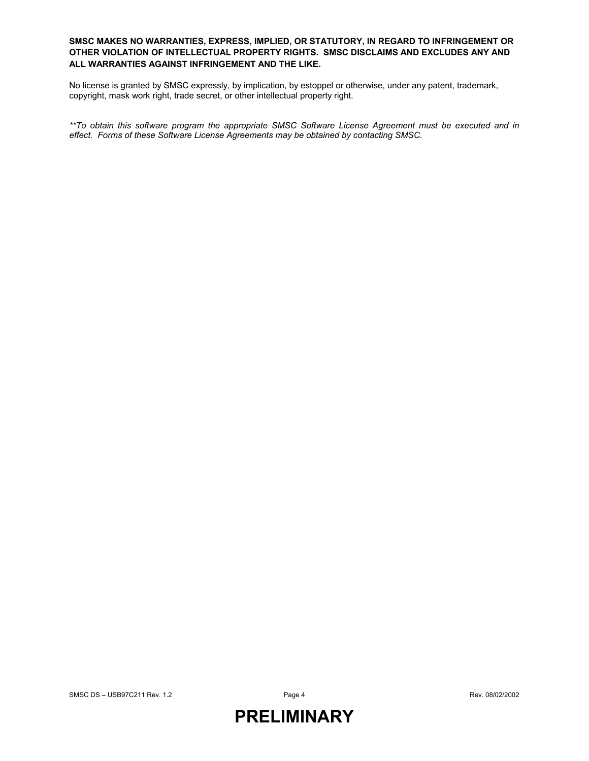**SMSC MAKES NO WARRANTIES, EXPRESS, IMPLIED, OR STATUTORY, IN REGARD TO INFRINGEMENT OR OTHER VIOLATION OF INTELLECTUAL PROPERTY RIGHTS. SMSC DISCLAIMS AND EXCLUDES ANY AND ALL WARRANTIES AGAINST INFRINGEMENT AND THE LIKE.**

No license is granted by SMSC expressly, by implication, by estoppel or otherwise, under any patent, trademark, copyright, mask work right, trade secret, or other intellectual property right.

*\*\*To obtain this software program the appropriate SMSC Software License Agreement must be executed and in effect. Forms of these Software License Agreements may be obtained by contacting SMSC.*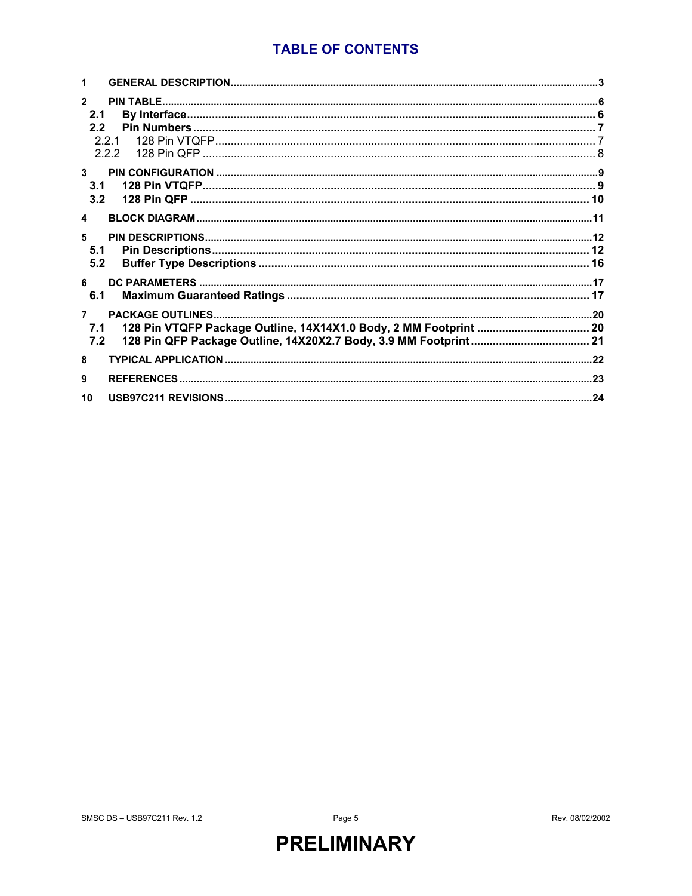# TABLE OF CONTENTS

1 GENERAL DESCRIPTION ..................................................... 3

2 PIN TABLE ..................................................... 6
- 2.1 By Interface ..................................................... 6
- 2.2 Pin Numbers ..................................................... 7
  - 2.2.1 128 Pin VTQFP ..................................................... 7
  - 2.2.2 128 Pin QFP ..................................................... 8

3 PIN CONFIGURATION ..................................................... 9
- 3.1 128 Pin VTQFP ..................................................... 9
- 3.2 128 Pin QFP ..................................................... 10

4 BLOCK DIAGRAM ..................................................... 11

5 PIN DESCRIPTIONS ..................................................... 12
- 5.1 Pin Descriptions ..................................................... 12
- 5.2 Buffer Type Descriptions ..................................................... 16

6 DC PARAMETERS ..................................................... 17
- 6.1 Maximum Guaranteed Ratings ..................................................... 17

7 PACKAGE OUTLINES ..................................................... 20
- 7.1 128 Pin VTQFP Package Outline, 14X14X1.0 Body, 2 MM Footprint ..................................................... 20
- 7.2 128 Pin QFP Package Outline, 14X20X2.7 Body, 3.9 MM Footprint ..................................................... 21

8 TYPICAL APPLICATION ..................................................... 22

9 REFERENCES ..................................................... 23

10 USB97C211 REVISIONS ..................................................... 24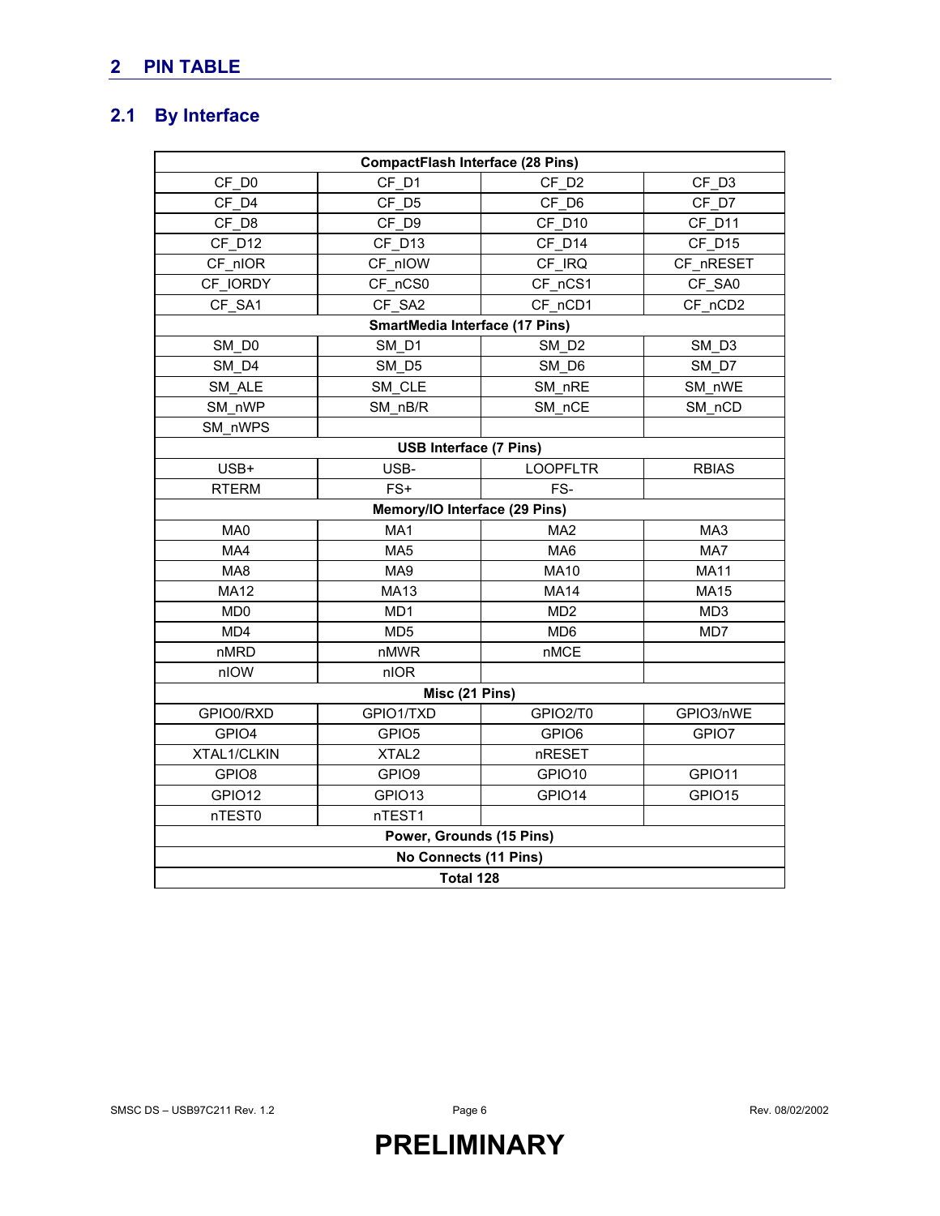## 2 PIN TABLE

### 2.1 By Interface

| CompactFlash Interface (28 Pins) | | | |
|---|---|---|---|
| CF_D0 | CF_D1 | CF_D2 | CF_D3 |
| CF_D4 | CF_D5 | CF_D6 | CF_D7 |
| CF_D8 | CF_D9 | CF_D10 | CF_D11 |
| CF_D12 | CF_D13 | CF_D14 | CF_D15 |
| CF_nIOR | CF_nIOW | CF_IRQ | CF_nRESET |
| CF_IORDY | CF_nCS0 | CF_nCS1 | CF_SA0 |
| CF_SA1 | CF_SA2 | CF_nCD1 | CF_nCD2 |
| **SmartMedia Interface (17 Pins)** | | | |
| SM_D0 | SM_D1 | SM_D2 | SM_D3 |
| SM_D4 | SM_D5 | SM_D6 | SM_D7 |
| SM_ALE | SM_CLE | SM_nRE | SM_nWE |
| SM_nWP | SM_nB/R | SM_nCE | SM_nCD |
| SM_nWPS | | | |
| **USB Interface (7 Pins)** | | | |
| USB+ | USB- | LOOPFLTR | RBIAS |
| RTERM | FS+ | FS- | |
| **Memory/IO Interface (29 Pins)** | | | |
| MA0 | MA1 | MA2 | MA3 |
| MA4 | MA5 | MA6 | MA7 |
| MA8 | MA9 | MA10 | MA11 |
| MA12 | MA13 | MA14 | MA15 |
| MD0 | MD1 | MD2 | MD3 |
| MD4 | MD5 | MD6 | MD7 |
| nMRD | nMWR | nMCE | |
| nIOW | nIOR | | |
| **Misc (21 Pins)** | | | |
| GPIO0/RXD | GPIO1/TXD | GPIO2/T0 | GPIO3/nWE |
| GPIO4 | GPIO5 | GPIO6 | GPIO7 |
| XTAL1/CLKIN | XTAL2 | nRESET | |
| GPIO8 | GPIO9 | GPIO10 | GPIO11 |
| GPIO12 | GPIO13 | GPIO14 | GPIO15 |
| nTEST0 | nTEST1 | | |
| **Power, Grounds (15 Pins)** | | | |
| **No Connects (11 Pins)** | | | |
| **Total 128** | | | |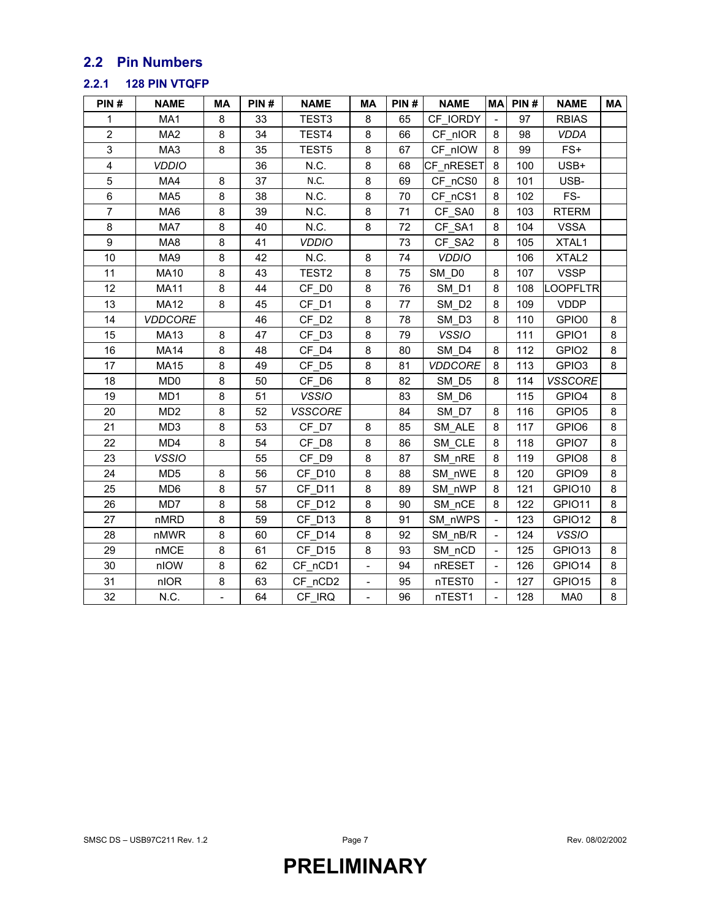## 2.2 Pin Numbers

### 2.2.1 128 PIN VTQFP

| PIN # | NAME | MA | PIN # | NAME | MA | PIN # | NAME | MA | PIN # | NAME | MA |
|---|---|---|---|---|---|---|---|---|---|---|---|
| 1 | MA1 | 8 | 33 | TEST3 | 8 | 65 | CF_IORDY | - | 97 | RBIAS | |
| 2 | MA2 | 8 | 34 | TEST4 | 8 | 66 | CF_nIOR | 8 | 98 | *VDDA* | |
| 3 | MA3 | 8 | 35 | TEST5 | 8 | 67 | CF_nIOW | 8 | 99 | FS+ | |
| 4 | *VDDIO* | | 36 | N.C. | 8 | 68 | CF_nRESET | 8 | 100 | USB+ | |
| 5 | MA4 | 8 | 37 | N.C. | 8 | 69 | CF_nCS0 | 8 | 101 | USB- | |
| 6 | MA5 | 8 | 38 | N.C. | 8 | 70 | CF_nCS1 | 8 | 102 | FS- | |
| 7 | MA6 | 8 | 39 | N.C. | 8 | 71 | CF_SA0 | 8 | 103 | RTERM | |
| 8 | MA7 | 8 | 40 | N.C. | 8 | 72 | CF_SA1 | 8 | 104 | VSSA | |
| 9 | MA8 | 8 | 41 | *VDDIO* | | 73 | CF_SA2 | 8 | 105 | XTAL1 | |
| 10 | MA9 | 8 | 42 | N.C. | 8 | 74 | *VDDIO* | | 106 | XTAL2 | |
| 11 | MA10 | 8 | 43 | TEST2 | 8 | 75 | SM_D0 | 8 | 107 | VSSP | |
| 12 | MA11 | 8 | 44 | CF_D0 | 8 | 76 | SM_D1 | 8 | 108 | LOOPFLTR | |
| 13 | MA12 | 8 | 45 | CF_D1 | 8 | 77 | SM_D2 | 8 | 109 | VDDP | |
| 14 | *VDDCORE* | | 46 | CF_D2 | 8 | 78 | SM_D3 | 8 | 110 | GPIO0 | 8 |
| 15 | MA13 | 8 | 47 | CF_D3 | 8 | 79 | *VSSIO* | | 111 | GPIO1 | 8 |
| 16 | MA14 | 8 | 48 | CF_D4 | 8 | 80 | SM_D4 | 8 | 112 | GPIO2 | 8 |
| 17 | MA15 | 8 | 49 | CF_D5 | 8 | 81 | *VDDCORE* | 8 | 113 | GPIO3 | 8 |
| 18 | MD0 | 8 | 50 | CF_D6 | 8 | 82 | SM_D5 | 8 | 114 | *VSSCORE* | |
| 19 | MD1 | 8 | 51 | *VSSIO* | | 83 | SM_D6 | | 115 | GPIO4 | 8 |
| 20 | MD2 | 8 | 52 | *VSSCORE* | | 84 | SM_D7 | 8 | 116 | GPIO5 | 8 |
| 21 | MD3 | 8 | 53 | CF_D7 | 8 | 85 | SM_ALE | 8 | 117 | GPIO6 | 8 |
| 22 | MD4 | 8 | 54 | CF_D8 | 8 | 86 | SM_CLE | 8 | 118 | GPIO7 | 8 |
| 23 | *VSSIO* | | 55 | CF_D9 | 8 | 87 | SM_nRE | 8 | 119 | GPIO8 | 8 |
| 24 | MD5 | 8 | 56 | CF_D10 | 8 | 88 | SM_nWE | 8 | 120 | GPIO9 | 8 |
| 25 | MD6 | 8 | 57 | CF_D11 | 8 | 89 | SM_nWP | 8 | 121 | GPIO10 | 8 |
| 26 | MD7 | 8 | 58 | CF_D12 | 8 | 90 | SM_nCE | 8 | 122 | GPIO11 | 8 |
| 27 | nMRD | 8 | 59 | CF_D13 | 8 | 91 | SM_nWPS | - | 123 | GPIO12 | 8 |
| 28 | nMWR | 8 | 60 | CF_D14 | 8 | 92 | SM_nB/R | - | 124 | *VSSIO* | |
| 29 | nMCE | 8 | 61 | CF_D15 | 8 | 93 | SM_nCD | - | 125 | GPIO13 | 8 |
| 30 | nIOW | 8 | 62 | CF_nCD1 | - | 94 | nRESET | - | 126 | GPIO14 | 8 |
| 31 | nIOR | 8 | 63 | CF_nCD2 | - | 95 | nTEST0 | - | 127 | GPIO15 | 8 |
| 32 | N.C. | - | 64 | CF_IRQ | - | 96 | nTEST1 | - | 128 | MA0 | 8 |

**PRELIMINARY**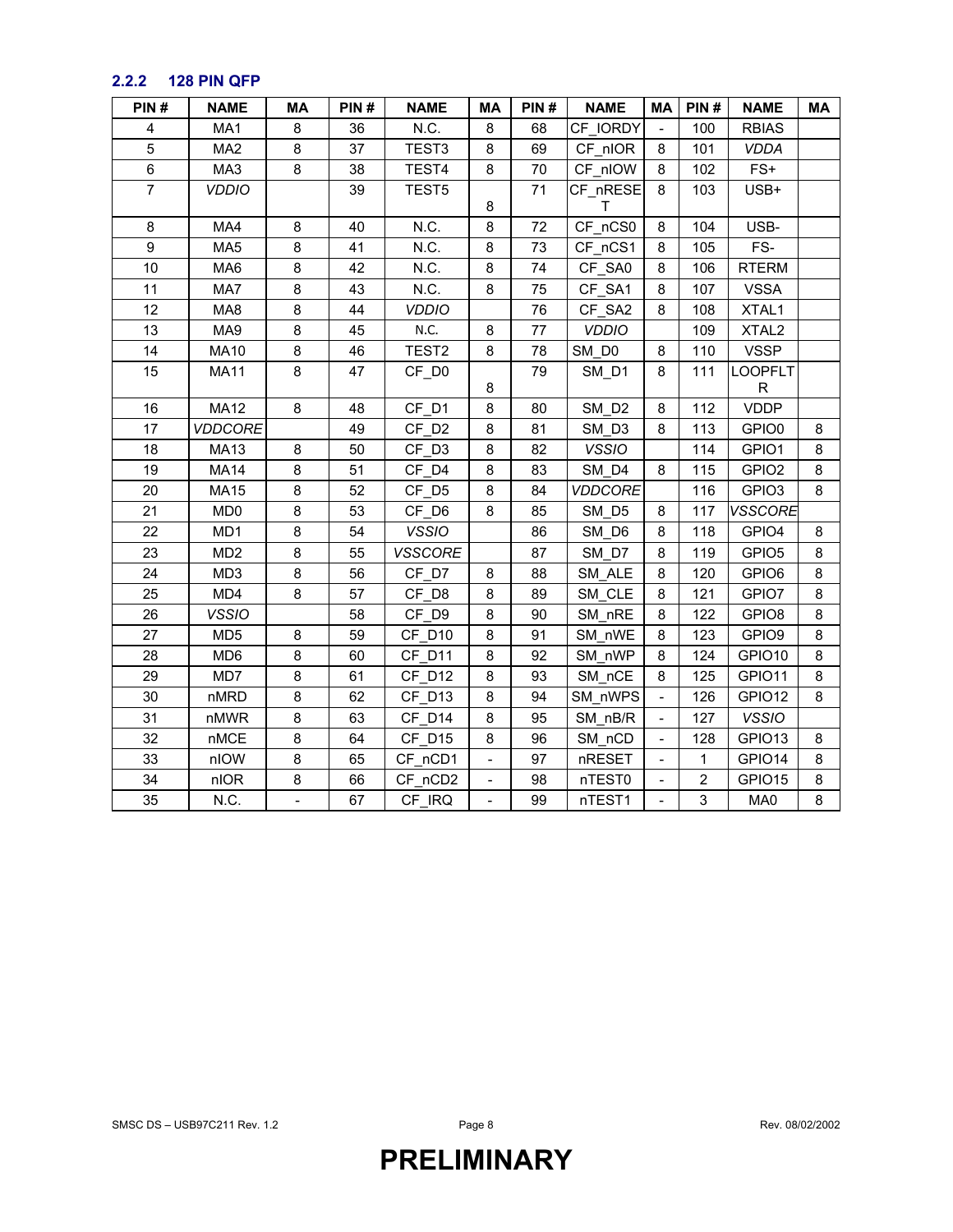### 2.2.2 128 PIN QFP

| PIN # | NAME | MA | PIN # | NAME | MA | PIN # | NAME | MA | PIN # | NAME | MA |
|---|---|---|---|---|---|---|---|---|---|---|---|
| 4 | MA1 | 8 | 36 | N.C. | 8 | 68 | CF_IORDY | - | 100 | RBIAS | |
| 5 | MA2 | 8 | 37 | TEST3 | 8 | 69 | CF_nIOR | 8 | 101 | *VDDA* | |
| 6 | MA3 | 8 | 38 | TEST4 | 8 | 70 | CF_nIOW | 8 | 102 | FS+ | |
| 7 | *VDDIO* | | 39 | TEST5 | 8 | 71 | CF_nRESET | 8 | 103 | USB+ | |
| 8 | MA4 | 8 | 40 | N.C. | 8 | 72 | CF_nCS0 | 8 | 104 | USB- | |
| 9 | MA5 | 8 | 41 | N.C. | 8 | 73 | CF_nCS1 | 8 | 105 | FS- | |
| 10 | MA6 | 8 | 42 | N.C. | 8 | 74 | CF_SA0 | 8 | 106 | RTERM | |
| 11 | MA7 | 8 | 43 | N.C. | 8 | 75 | CF_SA1 | 8 | 107 | VSSA | |
| 12 | MA8 | 8 | 44 | *VDDIO* | | 76 | CF_SA2 | 8 | 108 | XTAL1 | |
| 13 | MA9 | 8 | 45 | N.C. | 8 | 77 | *VDDIO* | | 109 | XTAL2 | |
| 14 | MA10 | 8 | 46 | TEST2 | 8 | 78 | SM_D0 | 8 | 110 | VSSP | |
| 15 | MA11 | 8 | 47 | CF_D0 | 8 | 79 | SM_D1 | 8 | 111 | LOOPFLTR | |
| 16 | MA12 | 8 | 48 | CF_D1 | 8 | 80 | SM_D2 | 8 | 112 | VDDP | |
| 17 | *VDDCORE* | | 49 | CF_D2 | 8 | 81 | SM_D3 | 8 | 113 | GPIO0 | 8 |
| 18 | MA13 | 8 | 50 | CF_D3 | 8 | 82 | *VSSIO* | | 114 | GPIO1 | 8 |
| 19 | MA14 | 8 | 51 | CF_D4 | 8 | 83 | SM_D4 | 8 | 115 | GPIO2 | 8 |
| 20 | MA15 | 8 | 52 | CF_D5 | 8 | 84 | *VDDCORE* | | 116 | GPIO3 | 8 |
| 21 | MD0 | 8 | 53 | CF_D6 | 8 | 85 | SM_D5 | 8 | 117 | *VSSCORE* | |
| 22 | MD1 | 8 | 54 | *VSSIO* | | 86 | SM_D6 | 8 | 118 | GPIO4 | 8 |
| 23 | MD2 | 8 | 55 | *VSSCORE* | | 87 | SM_D7 | 8 | 119 | GPIO5 | 8 |
| 24 | MD3 | 8 | 56 | CF_D7 | 8 | 88 | SM_ALE | 8 | 120 | GPIO6 | 8 |
| 25 | MD4 | 8 | 57 | CF_D8 | 8 | 89 | SM_CLE | 8 | 121 | GPIO7 | 8 |
| 26 | *VSSIO* | | 58 | CF_D9 | 8 | 90 | SM_nRE | 8 | 122 | GPIO8 | 8 |
| 27 | MD5 | 8 | 59 | CF_D10 | 8 | 91 | SM_nWE | 8 | 123 | GPIO9 | 8 |
| 28 | MD6 | 8 | 60 | CF_D11 | 8 | 92 | SM_nWP | 8 | 124 | GPIO10 | 8 |
| 29 | MD7 | 8 | 61 | CF_D12 | 8 | 93 | SM_nCE | 8 | 125 | GPIO11 | 8 |
| 30 | nMRD | 8 | 62 | CF_D13 | 8 | 94 | SM_nWPS | - | 126 | GPIO12 | 8 |
| 31 | nMWR | 8 | 63 | CF_D14 | 8 | 95 | SM_nB/R | - | 127 | *VSSIO* | |
| 32 | nMCE | 8 | 64 | CF_D15 | 8 | 96 | SM_nCD | - | 128 | GPIO13 | 8 |
| 33 | nIOW | 8 | 65 | CF_nCD1 | - | 97 | nRESET | - | 1 | GPIO14 | 8 |
| 34 | nIOR | 8 | 66 | CF_nCD2 | - | 98 | nTEST0 | - | 2 | GPIO15 | 8 |
| 35 | N.C. | - | 67 | CF_IRQ | - | 99 | nTEST1 | - | 3 | MA0 | 8 |

**PRELIMINARY**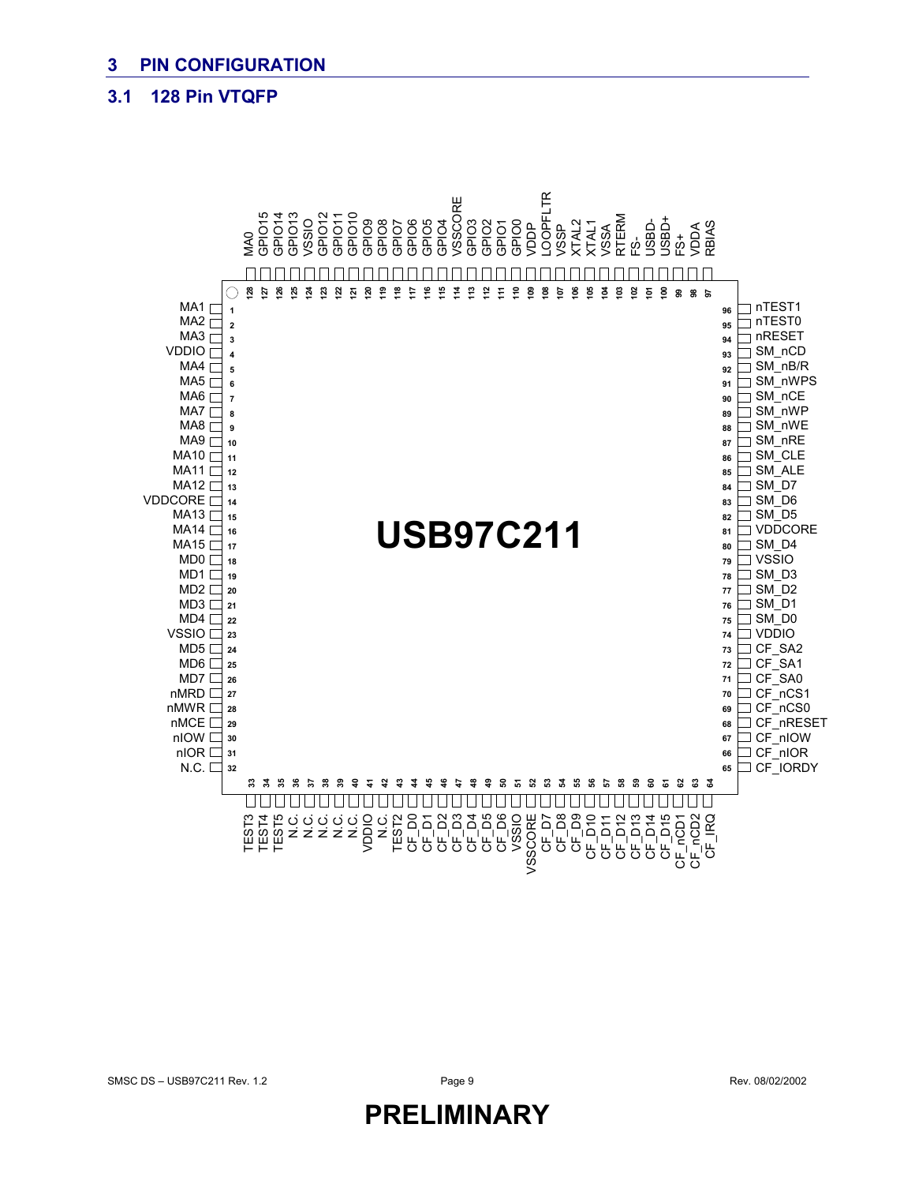## 3 PIN CONFIGURATION

### 3.1 128 Pin VTQFP

**USB97C211**

| Pin | Name | Pin | Name | Pin | Name | Pin | Name |
|---|---|---|---|---|---|---|---|
| 1 | MA1 | 33 | TEST3 | 65 | CF_IORDY | 97 | RBIAS |
| 2 | MA2 | 34 | TEST4 | 66 | CF_nIOR | 98 | VDDA |
| 3 | MA3 | 35 | TEST5 | 67 | CF_nIOW | 99 | FS+ |
| 4 | VDDIO | 36 | N.C. | 68 | CF_nRESET | 100 | USBD+ |
| 5 | MA4 | 37 | N.C. | 69 | CF_nCS0 | 101 | USBD- |
| 6 | MA5 | 38 | N.C. | 70 | CF_nCS1 | 102 | FS- |
| 7 | MA6 | 39 | N.C. | 71 | CF_SA0 | 103 | RTERM |
| 8 | MA7 | 40 | N.C. | 72 | CF_SA1 | 104 | VSSA |
| 9 | MA8 | 41 | VDDIO | 73 | CF_SA2 | 105 | XTAL1 |
| 10 | MA9 | 42 | N.C. | 74 | VDDIO | 106 | XTAL2 |
| 11 | MA10 | 43 | TEST2 | 75 | SM_D0 | 107 | VSSP |
| 12 | MA11 | 44 | CF_D0 | 76 | SM_D1 | 108 | LOOPFLTR |
| 13 | MA12 | 45 | CF_D1 | 77 | SM_D2 | 109 | VDDP |
| 14 | VDDCORE | 46 | CF_D2 | 78 | SM_D3 | 110 | GPIO0 |
| 15 | MA13 | 47 | CF_D3 | 79 | VSSIO | 111 | GPIO1 |
| 16 | MA14 | 48 | CF_D4 | 80 | SM_D4 | 112 | GPIO2 |
| 17 | MA15 | 49 | CF_D5 | 81 | VDDCORE | 113 | GPIO3 |
| 18 | MD0 | 50 | CF_D6 | 82 | SM_D5 | 114 | VSSCORE |
| 19 | MD1 | 51 | VSSIO | 83 | SM_D6 | 115 | GPIO4 |
| 20 | MD2 | 52 | VSSCORE | 84 | SM_D7 | 116 | GPIO5 |
| 21 | MD3 | 53 | CF_D7 | 85 | SM_ALE | 117 | GPIO6 |
| 22 | MD4 | 54 | CF_D8 | 86 | SM_CLE | 118 | GPIO7 |
| 23 | VSSIO | 55 | CF_D9 | 87 | SM_nRE | 119 | GPIO8 |
| 24 | MD5 | 56 | CF_D10 | 88 | SM_nWE | 120 | GPIO9 |
| 25 | MD6 | 57 | CF_D11 | 89 | SM_nWP | 121 | GPIO10 |
| 26 | MD7 | 58 | CF_D12 | 90 | SM_nCE | 122 | GPIO11 |
| 27 | nMRD | 59 | CF_D13 | 91 | SM_nWPS | 123 | GPIO12 |
| 28 | nMWR | 60 | CF_D14 | 92 | SM_nB/R | 124 | VSSIO |
| 29 | nMCE | 61 | CF_D15 | 93 | SM_nCD | 125 | GPIO13 |
| 30 | nIOW | 62 | CF_nCD1 | 94 | nRESET | 126 | GPIO14 |
| 31 | nIOR | 63 | CF_nCD2 | 95 | nTEST0 | 127 | GPIO15 |
| 32 | N.C. | 64 | CF_IRQ | 96 | nTEST1 | 128 | MA0 |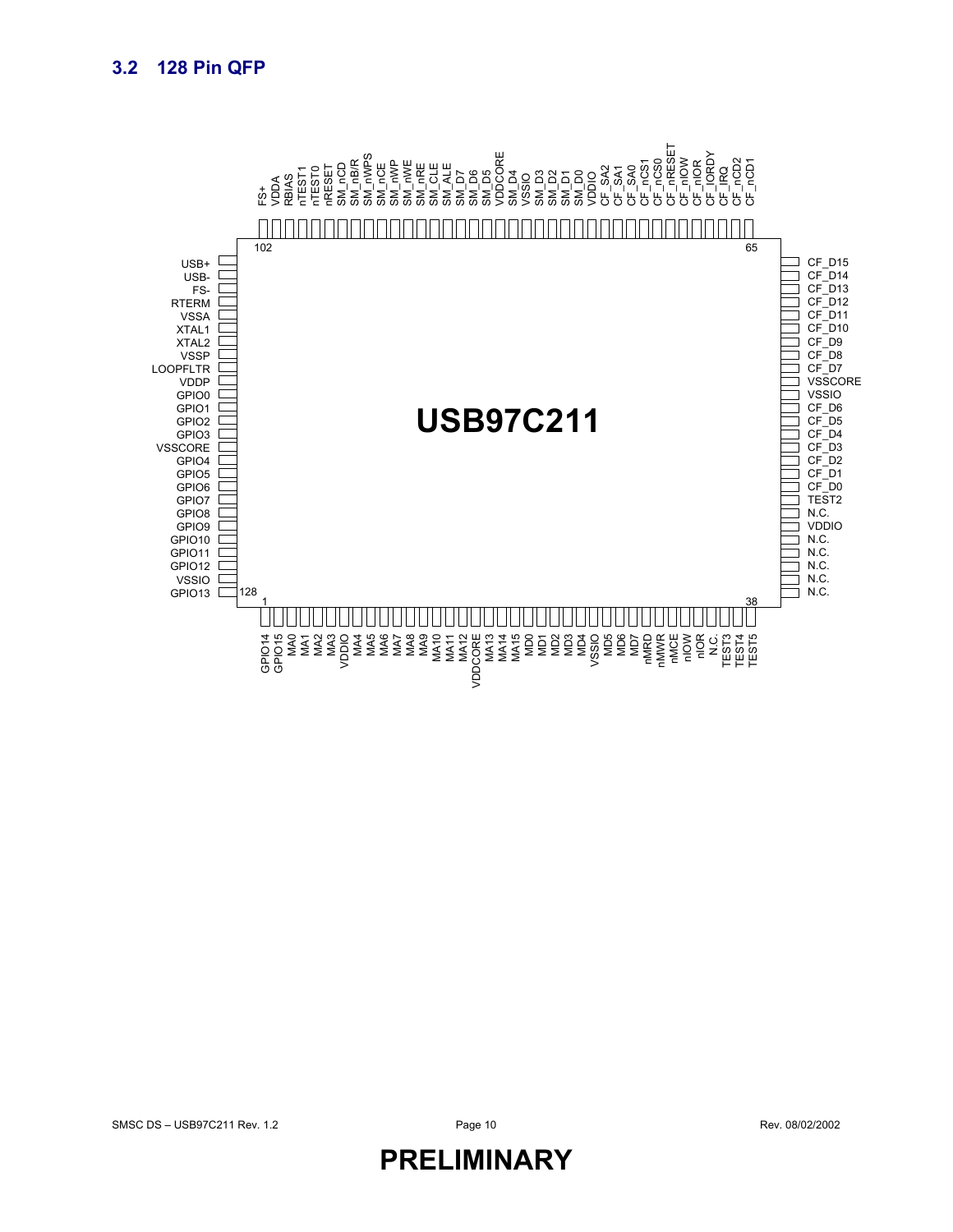## 3.2 128 Pin QFP

**USB97C211**

**Top side (pins 102 to 65, left to right):**
FS+, VDDA, RBIAS, nTEST1, nTEST0, nRESET, SM_nCD, SM_nB/R, SM_nWPS, SM_nCE, SM_nWP, SM_nWE, SM_nRE, SM_CLE, SM_ALE, SM_D7, SM_D6, SM_D5, VDDCORE, SM_D4, VSSIO, SM_D3, SM_D2, SM_D1, SM_D0, VDDIO, CF_SA2, CF_SA1, CF_SA0, CF_nCS1, CF_nCS0, CF_nRESET, CF_nIOW, CF_nIOR, CF_IORDY, CF_IRQ, CF_nCD2, CF_nCD1

**Left side (top to bottom, ending at pin 128):**
USB+, USB-, FS-, RTERM, VSSA, XTAL1, XTAL2, VSSP, LOOPFLTR, VDDP, GPIO0, GPIO1, GPIO2, GPIO3, VSSCORE, GPIO4, GPIO5, GPIO6, GPIO7, GPIO8, GPIO9, GPIO10, GPIO11, GPIO12, VSSIO, GPIO13

**Bottom side (pins 1 to 38, left to right):**
GPIO14, GPIO15, MA0, MA1, MA2, MA3, VDDIO, MA4, MA5, MA6, MA7, MA8, MA9, MA10, MA11, MA12, VDDCORE, MA13, MA14, MA15, MD0, MD1, MD2, MD3, MD4, VSSIO, MD5, MD6, MD7, nMRD, nMWR, nMCE, nIOW, nIOR, N.C., TEST3, TEST4, TEST5

**Right side (top to bottom):**
CF_D15, CF_D14, CF_D13, CF_D12, CF_D11, CF_D10, CF_D9, CF_D8, CF_D7, VSSCORE, VSSIO, CF_D6, CF_D5, CF_D4, CF_D3, CF_D2, CF_D1, CF_D0, TEST2, N.C., VDDIO, N.C., N.C., N.C., N.C., N.C.

**PRELIMINARY**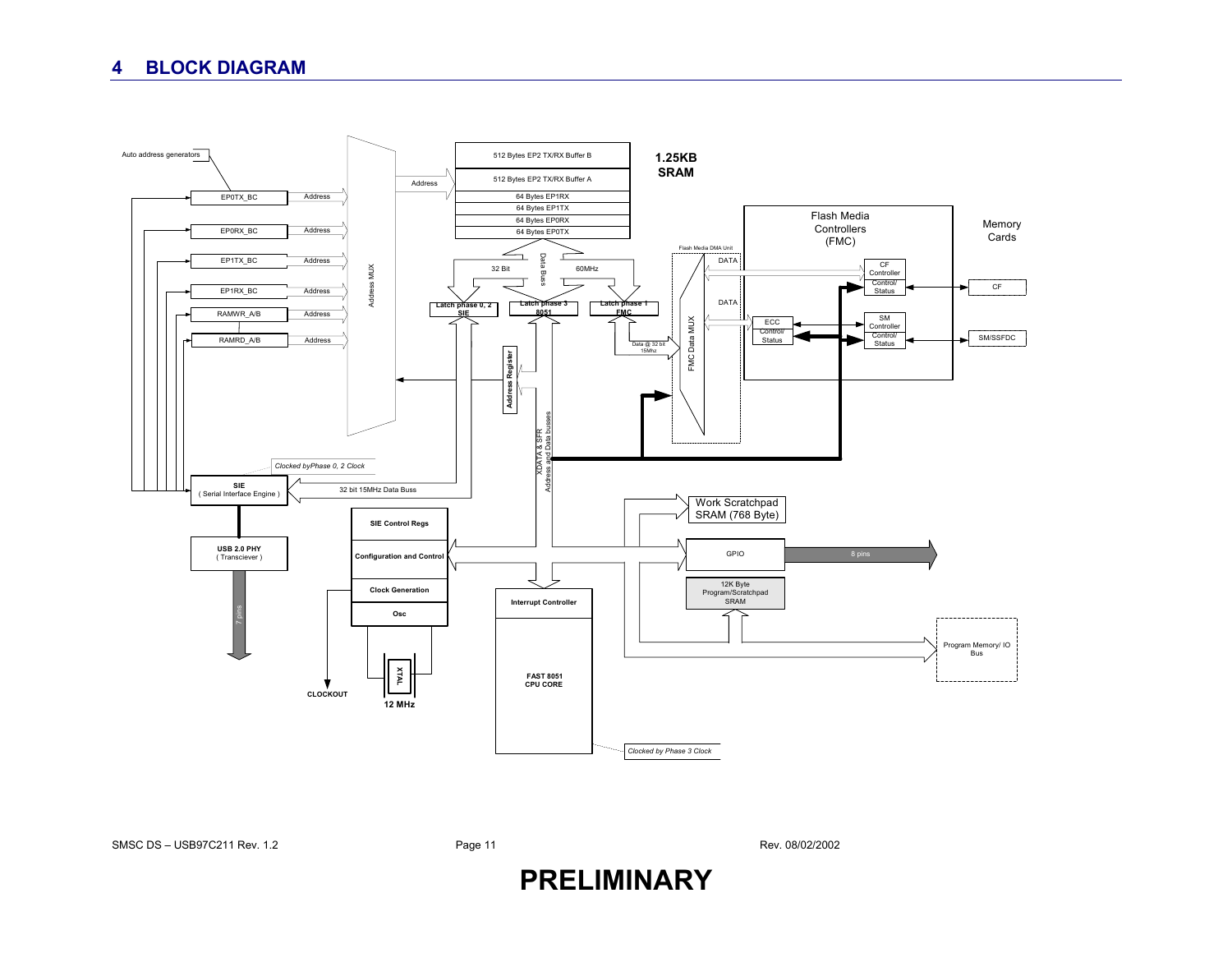## 4 BLOCK DIAGRAM

Auto address generators

EP0TX_BC — Address
EP0RX_BC — Address
EP1TX_BC — Address
EP1RX_BC — Address
RAMWR_A/B — Address
RAMRD_A/B — Address

Address MUX

Address

512 Bytes EP2 TX/RX Buffer B
512 Bytes EP2 TX/RX Buffer A
64 Bytes EP1RX
64 Bytes EP1TX
64 Bytes EP0RX
64 Bytes EP0TX

**1.25KB SRAM**

32 Bit — Data Buss — 60MHz

Latch phase 0, 2 SIE
Latch phase 3 8051
Latch phase 1 FMC

Data @ 32 bit 15Mhz

Address Register

XDATA & SFR Address and Data busses

Flash Media DMA Unit

FMC Data MUX

DATA
DATA

Flash Media Controllers (FMC)

CF Controller — Control/ Status
ECC Control/ Status
SM Controller — Control/ Status

Memory Cards

CF
SM/SSFDC

*Clocked byPhase 0, 2 Clock*

**SIE** ( Serial Interface Engine )

32 bit 15MHz Data Buss

**USB 2.0 PHY** ( Transciever )

7 pins

**SIE Control Regs**
**Configuration and Control**
**Clock Generation**
**Osc**

**CLOCKOUT**

**XTAL**

**12 MHz**

**Interrupt Controller**

**FAST 8051 CPU CORE**

*Clocked by Phase 3 Clock*

Work Scratchpad SRAM (768 Byte)

GPIO — 8 pins

12K Byte Program/Scratchpad SRAM

Program Memory/ IO Bus

**PRELIMINARY**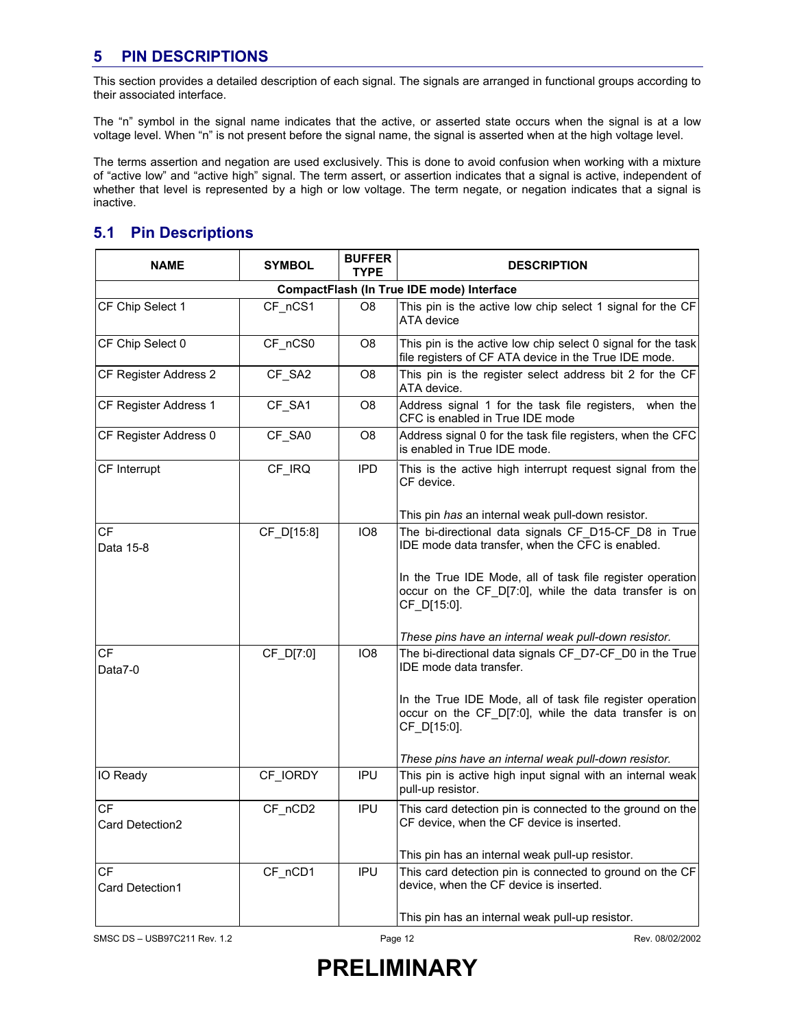## 5 PIN DESCRIPTIONS

This section provides a detailed description of each signal. The signals are arranged in functional groups according to their associated interface.

The "n" symbol in the signal name indicates that the active, or asserted state occurs when the signal is at a low voltage level. When "n" is not present before the signal name, the signal is asserted when at the high voltage level.

The terms assertion and negation are used exclusively. This is done to avoid confusion when working with a mixture of "active low" and "active high" signal. The term assert, or assertion indicates that a signal is active, independent of whether that level is represented by a high or low voltage. The term negate, or negation indicates that a signal is inactive.

### 5.1 Pin Descriptions

| NAME | SYMBOL | BUFFER TYPE | DESCRIPTION |
|---|---|---|---|
| **CompactFlash (In True IDE mode) Interface** | | | |
| CF Chip Select 1 | CF_nCS1 | O8 | This pin is the active low chip select 1 signal for the CF ATA device |
| CF Chip Select 0 | CF_nCS0 | O8 | This pin is the active low chip select 0 signal for the task file registers of CF ATA device in the True IDE mode. |
| CF Register Address 2 | CF_SA2 | O8 | This pin is the register select address bit 2 for the CF ATA device. |
| CF Register Address 1 | CF_SA1 | O8 | Address signal 1 for the task file registers, when the CFC is enabled in True IDE mode |
| CF Register Address 0 | CF_SA0 | O8 | Address signal 0 for the task file registers, when the CFC is enabled in True IDE mode. |
| CF Interrupt | CF_IRQ | IPD | This is the active high interrupt request signal from the CF device.<br><br>This pin *has* an internal weak pull-down resistor. |
| CF Data 15-8 | CF_D[15:8] | IO8 | The bi-directional data signals CF_D15-CF_D8 in True IDE mode data transfer, when the CFC is enabled.<br><br>In the True IDE Mode, all of task file register operation occur on the CF_D[7:0], while the data transfer is on CF_D[15:0].<br><br>*These pins have an internal weak pull-down resistor.* |
| CF Data7-0 | CF_D[7:0] | IO8 | The bi-directional data signals CF_D7-CF_D0 in the True IDE mode data transfer.<br><br>In the True IDE Mode, all of task file register operation occur on the CF_D[7:0], while the data transfer is on CF_D[15:0].<br><br>*These pins have an internal weak pull-down resistor.* |
| IO Ready | CF_IORDY | IPU | This pin is active high input signal with an internal weak pull-up resistor. |
| CF Card Detection2 | CF_nCD2 | IPU | This card detection pin is connected to the ground on the CF device, when the CF device is inserted.<br><br>This pin has an internal weak pull-up resistor. |
| CF Card Detection1 | CF_nCD1 | IPU | This card detection pin is connected to ground on the CF device, when the CF device is inserted.<br><br>This pin has an internal weak pull-up resistor. |

PRELIMINARY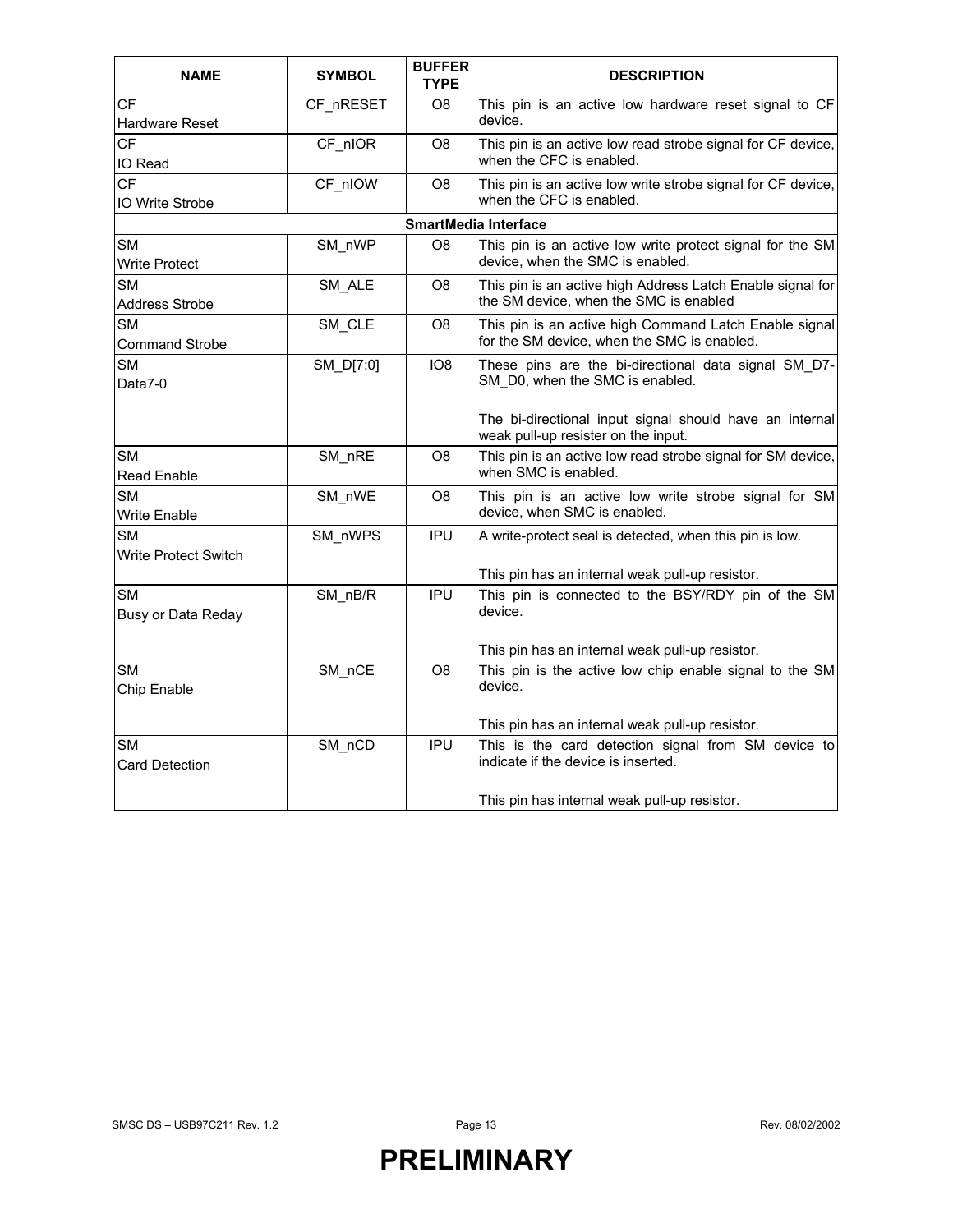| NAME | SYMBOL | BUFFER TYPE | DESCRIPTION |
|---|---|---|---|
| CF<br>Hardware Reset | CF_nRESET | O8 | This pin is an active low hardware reset signal to CF device. |
| CF<br>IO Read | CF_nIOR | O8 | This pin is an active low read strobe signal for CF device, when the CFC is enabled. |
| CF<br>IO Write Strobe | CF_nIOW | O8 | This pin is an active low write strobe signal for CF device, when the CFC is enabled. |
| **SmartMedia Interface** | | | |
| SM<br>Write Protect | SM_nWP | O8 | This pin is an active low write protect signal for the SM device, when the SMC is enabled. |
| SM<br>Address Strobe | SM_ALE | O8 | This pin is an active high Address Latch Enable signal for the SM device, when the SMC is enabled |
| SM<br>Command Strobe | SM_CLE | O8 | This pin is an active high Command Latch Enable signal for the SM device, when the SMC is enabled. |
| SM<br>Data7-0 | SM_D[7:0] | IO8 | These pins are the bi-directional data signal SM_D7-SM_D0, when the SMC is enabled.<br><br>The bi-directional input signal should have an internal weak pull-up resister on the input. |
| SM<br>Read Enable | SM_nRE | O8 | This pin is an active low read strobe signal for SM device, when SMC is enabled. |
| SM<br>Write Enable | SM_nWE | O8 | This pin is an active low write strobe signal for SM device, when SMC is enabled. |
| SM<br>Write Protect Switch | SM_nWPS | IPU | A write-protect seal is detected, when this pin is low.<br><br>This pin has an internal weak pull-up resistor. |
| SM<br>Busy or Data Reday | SM_nB/R | IPU | This pin is connected to the BSY/RDY pin of the SM device.<br><br>This pin has an internal weak pull-up resistor. |
| SM<br>Chip Enable | SM_nCE | O8 | This pin is the active low chip enable signal to the SM device.<br><br>This pin has an internal weak pull-up resistor. |
| SM<br>Card Detection | SM_nCD | IPU | This is the card detection signal from SM device to indicate if the device is inserted.<br><br>This pin has internal weak pull-up resistor. |

**PRELIMINARY**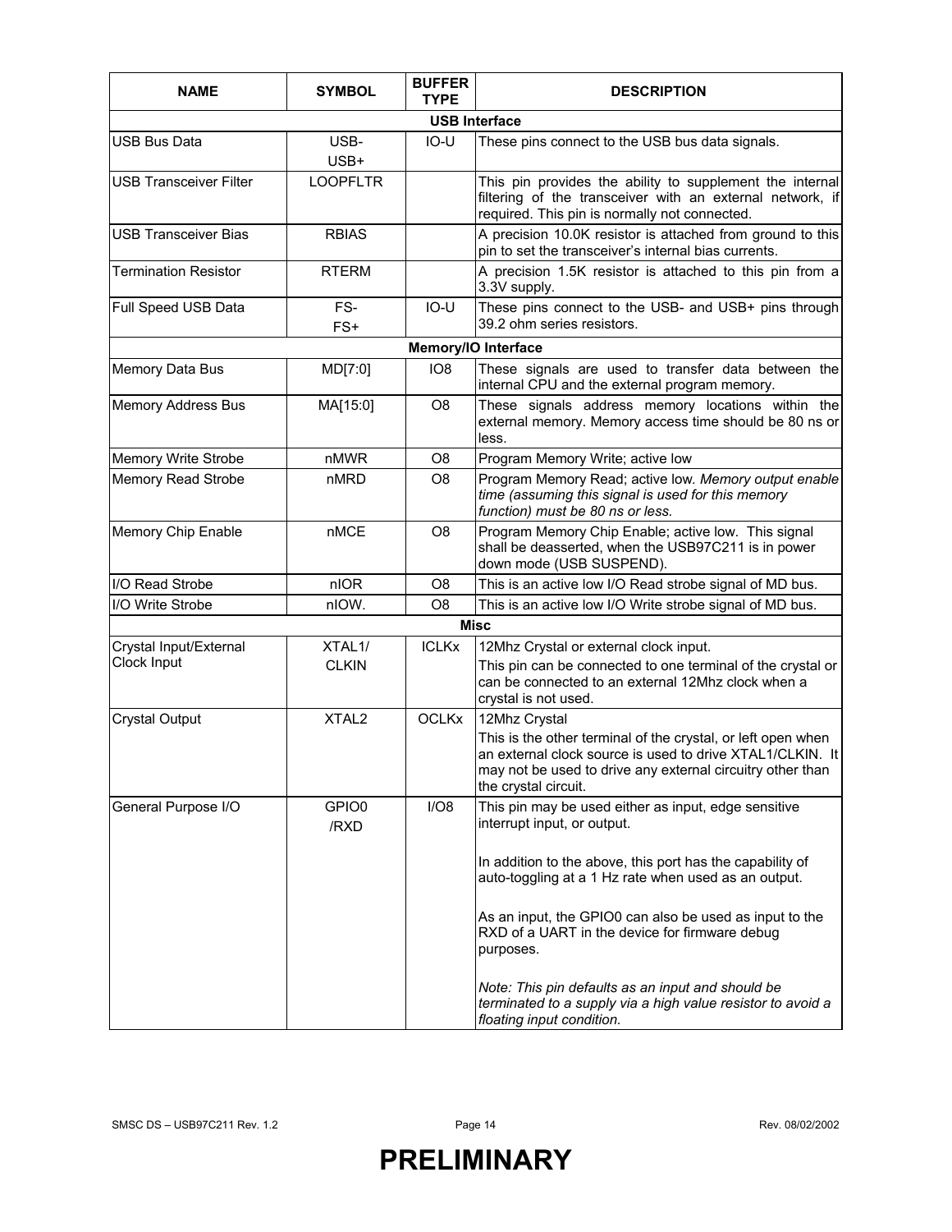| NAME | SYMBOL | BUFFER TYPE | DESCRIPTION |
|---|---|---|---|
| **USB Interface** | | | |
| USB Bus Data | USB-<br>USB+ | IO-U | These pins connect to the USB bus data signals. |
| USB Transceiver Filter | LOOPFLTR | | This pin provides the ability to supplement the internal filtering of the transceiver with an external network, if required. This pin is normally not connected. |
| USB Transceiver Bias | RBIAS | | A precision 10.0K resistor is attached from ground to this pin to set the transceiver's internal bias currents. |
| Termination Resistor | RTERM | | A precision 1.5K resistor is attached to this pin from a 3.3V supply. |
| Full Speed USB Data | FS-<br>FS+ | IO-U | These pins connect to the USB- and USB+ pins through 39.2 ohm series resistors. |
| **Memory/IO Interface** | | | |
| Memory Data Bus | MD[7:0] | IO8 | These signals are used to transfer data between the internal CPU and the external program memory. |
| Memory Address Bus | MA[15:0] | O8 | These signals address memory locations within the external memory. Memory access time should be 80 ns or less. |
| Memory Write Strobe | nMWR | O8 | Program Memory Write; active low |
| Memory Read Strobe | nMRD | O8 | Program Memory Read; active low. *Memory output enable time (assuming this signal is used for this memory function) must be 80 ns or less.* |
| Memory Chip Enable | nMCE | O8 | Program Memory Chip Enable; active low. This signal shall be deasserted, when the USB97C211 is in power down mode (USB SUSPEND). |
| I/O Read Strobe | nIOR | O8 | This is an active low I/O Read strobe signal of MD bus. |
| I/O Write Strobe | nIOW. | O8 | This is an active low I/O Write strobe signal of MD bus. |
| **Misc** | | | |
| Crystal Input/External Clock Input | XTAL1/<br>CLKIN | ICLKx | 12Mhz Crystal or external clock input.<br>This pin can be connected to one terminal of the crystal or can be connected to an external 12Mhz clock when a crystal is not used. |
| Crystal Output | XTAL2 | OCLKx | 12Mhz Crystal<br>This is the other terminal of the crystal, or left open when an external clock source is used to drive XTAL1/CLKIN. It may not be used to drive any external circuitry other than the crystal circuit. |
| General Purpose I/O | GPIO0<br>/RXD | I/O8 | This pin may be used either as input, edge sensitive interrupt input, or output.<br><br>In addition to the above, this port has the capability of auto-toggling at a 1 Hz rate when used as an output.<br><br>As an input, the GPIO0 can also be used as input to the RXD of a UART in the device for firmware debug purposes.<br><br>*Note: This pin defaults as an input and should be terminated to a supply via a high value resistor to avoid a floating input condition.* |

**PRELIMINARY**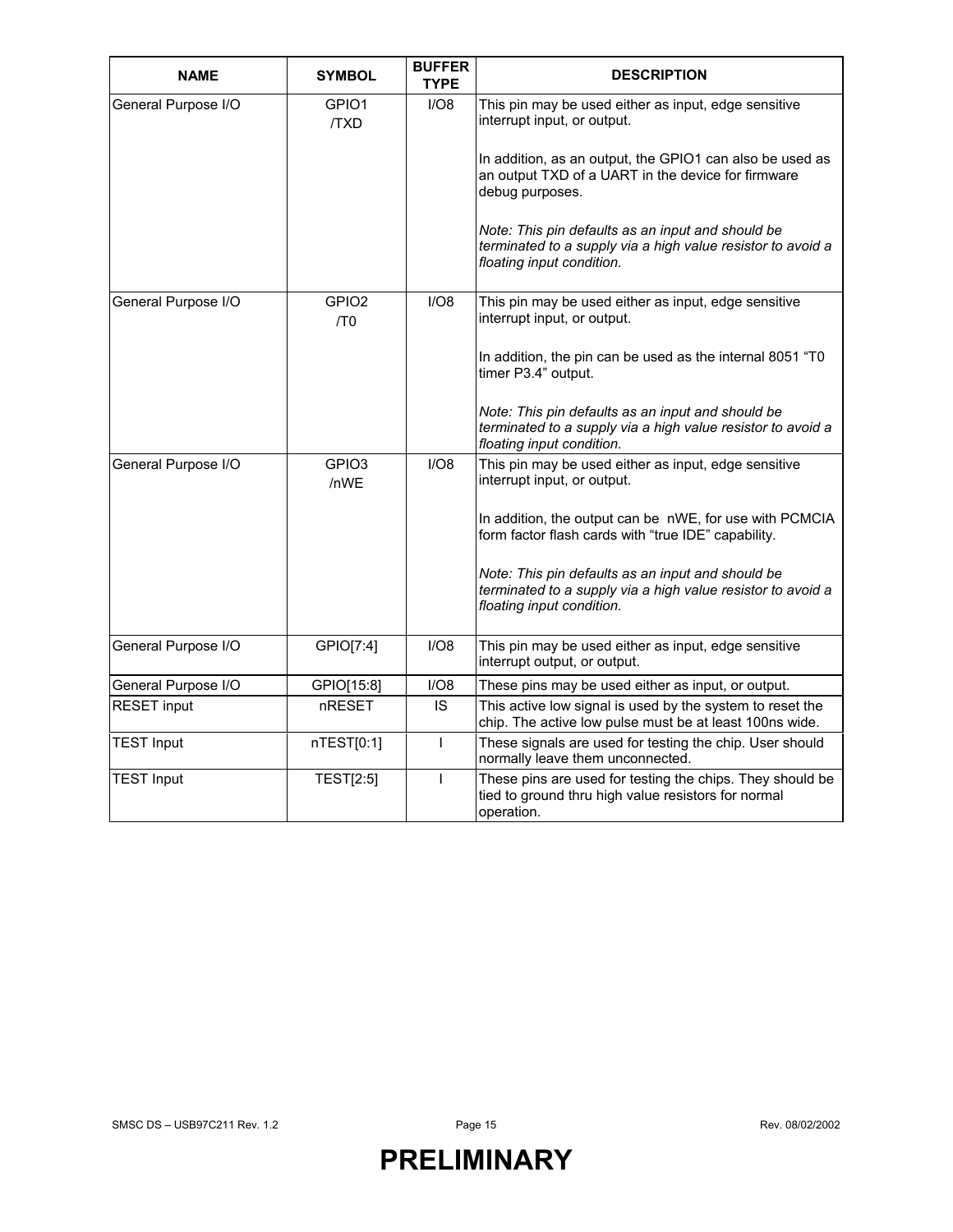| NAME | SYMBOL | BUFFER TYPE | DESCRIPTION |
|---|---|---|---|
| General Purpose I/O | GPIO1 /TXD | I/O8 | This pin may be used either as input, edge sensitive interrupt input, or output.<br><br>In addition, as an output, the GPIO1 can also be used as an output TXD of a UART in the device for firmware debug purposes.<br><br>*Note: This pin defaults as an input and should be terminated to a supply via a high value resistor to avoid a floating input condition.* |
| General Purpose I/O | GPIO2 /T0 | I/O8 | This pin may be used either as input, edge sensitive interrupt input, or output.<br><br>In addition, the pin can be used as the internal 8051 "T0 timer P3.4" output.<br><br>*Note: This pin defaults as an input and should be terminated to a supply via a high value resistor to avoid a floating input condition.* |
| General Purpose I/O | GPIO3 /nWE | I/O8 | This pin may be used either as input, edge sensitive interrupt input, or output.<br><br>In addition, the output can be nWE, for use with PCMCIA form factor flash cards with "true IDE" capability.<br><br>*Note: This pin defaults as an input and should be terminated to a supply via a high value resistor to avoid a floating input condition.* |
| General Purpose I/O | GPIO[7:4] | I/O8 | This pin may be used either as input, edge sensitive interrupt output, or output. |
| General Purpose I/O | GPIO[15:8] | I/O8 | These pins may be used either as input, or output. |
| RESET input | nRESET | IS | This active low signal is used by the system to reset the chip. The active low pulse must be at least 100ns wide. |
| TEST Input | nTEST[0:1] | I | These signals are used for testing the chip. User should normally leave them unconnected. |
| TEST Input | TEST[2:5] | I | These pins are used for testing the chips. They should be tied to ground thru high value resistors for normal operation. |

**PRELIMINARY**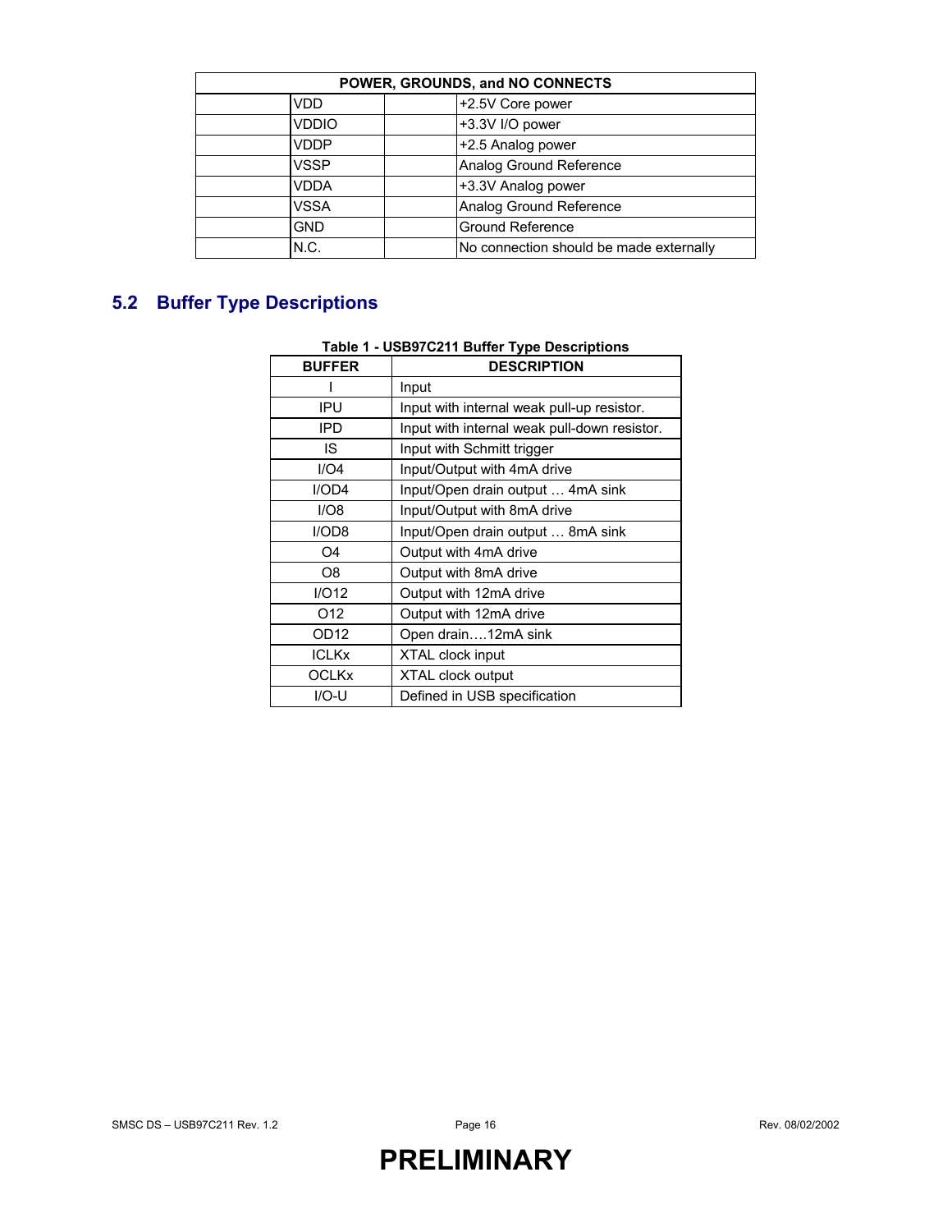| POWER, GROUNDS, and NO CONNECTS | | | |
|---|---|---|---|
| | VDD | | +2.5V Core power |
| | VDDIO | | +3.3V I/O power |
| | VDDP | | +2.5 Analog power |
| | VSSP | | Analog Ground Reference |
| | VDDA | | +3.3V Analog power |
| | VSSA | | Analog Ground Reference |
| | GND | | Ground Reference |
| | N.C. | | No connection should be made externally |

## 5.2 Buffer Type Descriptions

**Table 1 - USB97C211 Buffer Type Descriptions**

| BUFFER | DESCRIPTION |
|---|---|
| I | Input |
| IPU | Input with internal weak pull-up resistor. |
| IPD | Input with internal weak pull-down resistor. |
| IS | Input with Schmitt trigger |
| I/O4 | Input/Output with 4mA drive |
| I/OD4 | Input/Open drain output … 4mA sink |
| I/O8 | Input/Output with 8mA drive |
| I/OD8 | Input/Open drain output … 8mA sink |
| O4 | Output with 4mA drive |
| O8 | Output with 8mA drive |
| I/O12 | Output with 12mA drive |
| O12 | Output with 12mA drive |
| OD12 | Open drain….12mA sink |
| ICLKx | XTAL clock input |
| OCLKx | XTAL clock output |
| I/O-U | Defined in USB specification |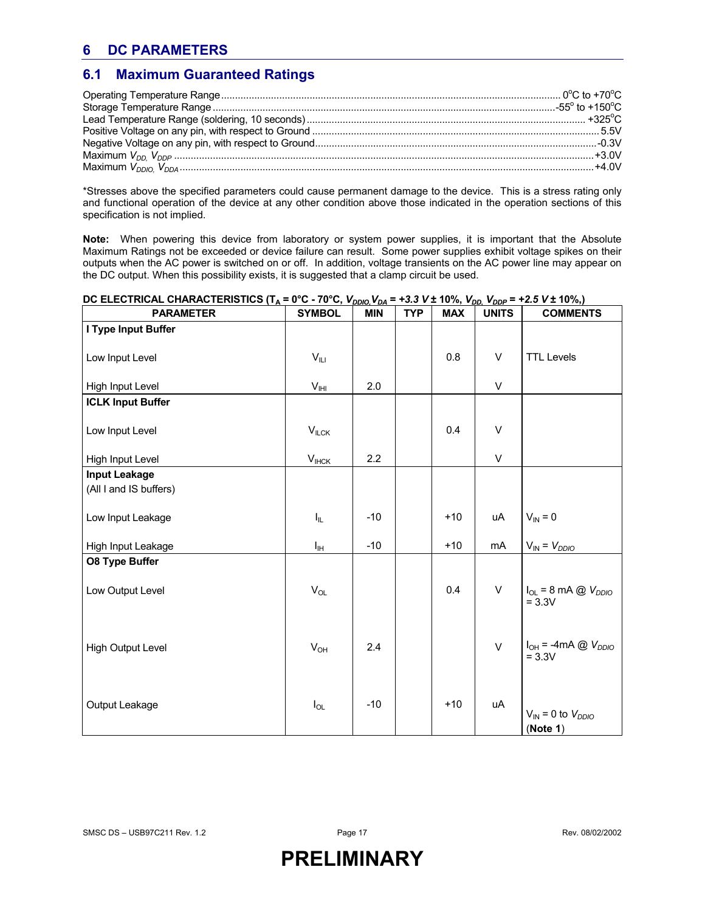# 6 DC PARAMETERS

## 6.1 Maximum Guaranteed Ratings

Operating Temperature Range ........ 0°C to +70°C
Storage Temperature Range ........ -55° to +150°C
Lead Temperature Range (soldering, 10 seconds) ........ +325°C
Positive Voltage on any pin, with respect to Ground ........ 5.5V
Negative Voltage on any pin, with respect to Ground ........ -0.3V
Maximum $V_{DD}$, $V_{DDP}$ ........ +3.0V
Maximum $V_{DDIO}$, $V_{DDA}$ ........ +4.0V

*Stresses above the specified parameters could cause permanent damage to the device. This is a stress rating only and functional operation of the device at any other condition above those indicated in the operation sections of this specification is not implied.

**Note:** When powering this device from laboratory or system power supplies, it is important that the Absolute Maximum Ratings not be exceeded or device failure can result. Some power supplies exhibit voltage spikes on their outputs when the AC power is switched on or off. In addition, voltage transients on the AC power line may appear on the DC output. When this possibility exists, it is suggested that a clamp circuit be used.

**DC ELECTRICAL CHARACTERISTICS ($T_A$ = 0°C - 70°C, $V_{DDIO}$, $V_{DA}$ = +3.3 V ± 10%, $V_{DD}$, $V_{DDP}$ = +2.5 V ± 10%,)**

| PARAMETER | SYMBOL | MIN | TYP | MAX | UNITS | COMMENTS |
|---|---|---|---|---|---|---|
| **I Type Input Buffer** | | | | | | |
| Low Input Level | $V_{ILI}$ | | | 0.8 | V | TTL Levels |
| High Input Level | $V_{IHI}$ | 2.0 | | | V | |
| **ICLK Input Buffer** | | | | | | |
| Low Input Level | $V_{ILCK}$ | | | 0.4 | V | |
| High Input Level | $V_{IHCK}$ | 2.2 | | | V | |
| **Input Leakage** (All I and IS buffers) | | | | | | |
| Low Input Leakage | $I_{IL}$ | -10 | | +10 | uA | $V_{IN}$ = 0 |
| High Input Leakage | $I_{IH}$ | -10 | | +10 | mA | $V_{IN}$ = $V_{DDIO}$ |
| **O8 Type Buffer** | | | | | | |
| Low Output Level | $V_{OL}$ | | | 0.4 | V | $I_{OL}$ = 8 mA @ $V_{DDIO}$ = 3.3V |
| High Output Level | $V_{OH}$ | 2.4 | | | V | $I_{OH}$ = -4mA @ $V_{DDIO}$ = 3.3V |
| Output Leakage | $I_{OL}$ | -10 | | +10 | uA | $V_{IN}$ = 0 to $V_{DDIO}$ (**Note 1**) |

**PRELIMINARY**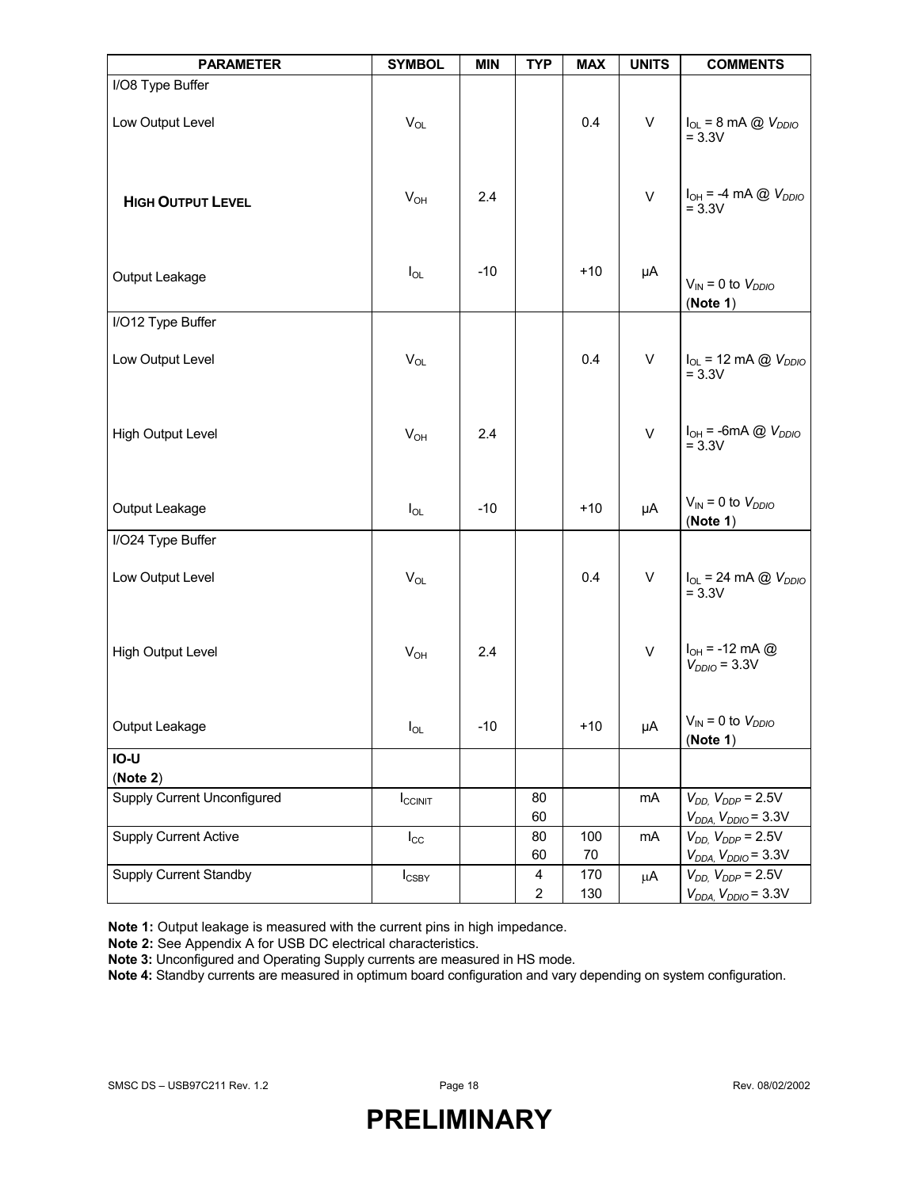| PARAMETER | SYMBOL | MIN | TYP | MAX | UNITS | COMMENTS |
|---|---|---|---|---|---|---|
| I/O8 Type Buffer | | | | | | |
| Low Output Level | $V_{OL}$ | | | 0.4 | V | $I_{OL}$ = 8 mA @ $V_{DDIO}$ = 3.3V |
| **HIGH OUTPUT LEVEL** | $V_{OH}$ | 2.4 | | | V | $I_{OH}$ = -4 mA @ $V_{DDIO}$ = 3.3V |
| Output Leakage | $I_{OL}$ | -10 | | +10 | µA | $V_{IN}$ = 0 to $V_{DDIO}$ (**Note 1**) |
| I/O12 Type Buffer | | | | | | |
| Low Output Level | $V_{OL}$ | | | 0.4 | V | $I_{OL}$ = 12 mA @ $V_{DDIO}$ = 3.3V |
| High Output Level | $V_{OH}$ | 2.4 | | | V | $I_{OH}$ = -6mA @ $V_{DDIO}$ = 3.3V |
| Output Leakage | $I_{OL}$ | -10 | | +10 | µA | $V_{IN}$ = 0 to $V_{DDIO}$ (**Note 1**) |
| I/O24 Type Buffer | | | | | | |
| Low Output Level | $V_{OL}$ | | | 0.4 | V | $I_{OL}$ = 24 mA @ $V_{DDIO}$ = 3.3V |
| High Output Level | $V_{OH}$ | 2.4 | | | V | $I_{OH}$ = -12 mA @ $V_{DDIO}$ = 3.3V |
| Output Leakage | $I_{OL}$ | -10 | | +10 | µA | $V_{IN}$ = 0 to $V_{DDIO}$ (**Note 1**) |
| **IO-U** (**Note 2**) | | | | | | |
| Supply Current Unconfigured | $I_{CCINIT}$ | | 80<br>60 | | mA | $V_{DD}$, $V_{DDP}$ = 2.5V<br>$V_{DDA}$, $V_{DDIO}$ = 3.3V |
| Supply Current Active | $I_{CC}$ | | 80<br>60 | 100<br>70 | mA | $V_{DD}$, $V_{DDP}$ = 2.5V<br>$V_{DDA}$, $V_{DDIO}$ = 3.3V |
| Supply Current Standby | $I_{CSBY}$ | | 4<br>2 | 170<br>130 | µA | $V_{DD}$, $V_{DDP}$ = 2.5V<br>$V_{DDA}$, $V_{DDIO}$ = 3.3V |

**Note 1:** Output leakage is measured with the current pins in high impedance.
**Note 2:** See Appendix A for USB DC electrical characteristics.
**Note 3:** Unconfigured and Operating Supply currents are measured in HS mode.
**Note 4:** Standby currents are measured in optimum board configuration and vary depending on system configuration.

# PRELIMINARY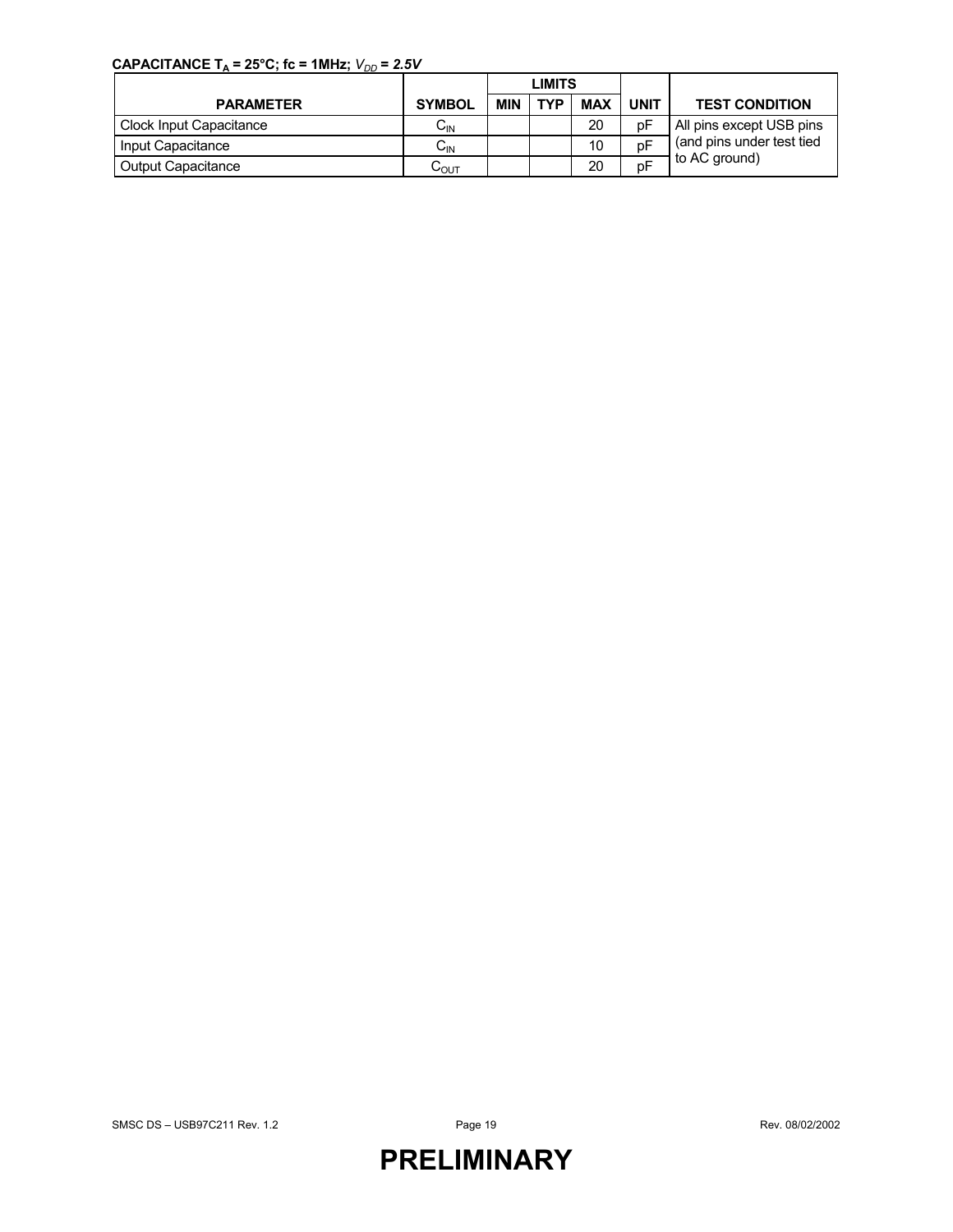**CAPACITANCE $T_A$ = 25°C; fc = 1MHz; $V_{DD}$ = 2.5V**

| PARAMETER | SYMBOL | LIMITS | | | UNIT | TEST CONDITION |
|---|---|---|---|---|---|---|
| | | MIN | TYP | MAX | | |
| Clock Input Capacitance | $C_{IN}$ | | | 20 | pF | All pins except USB pins (and pins under test tied to AC ground) |
| Input Capacitance | $C_{IN}$ | | | 10 | pF | |
| Output Capacitance | $C_{OUT}$ | | | 20 | pF | |

**PRELIMINARY**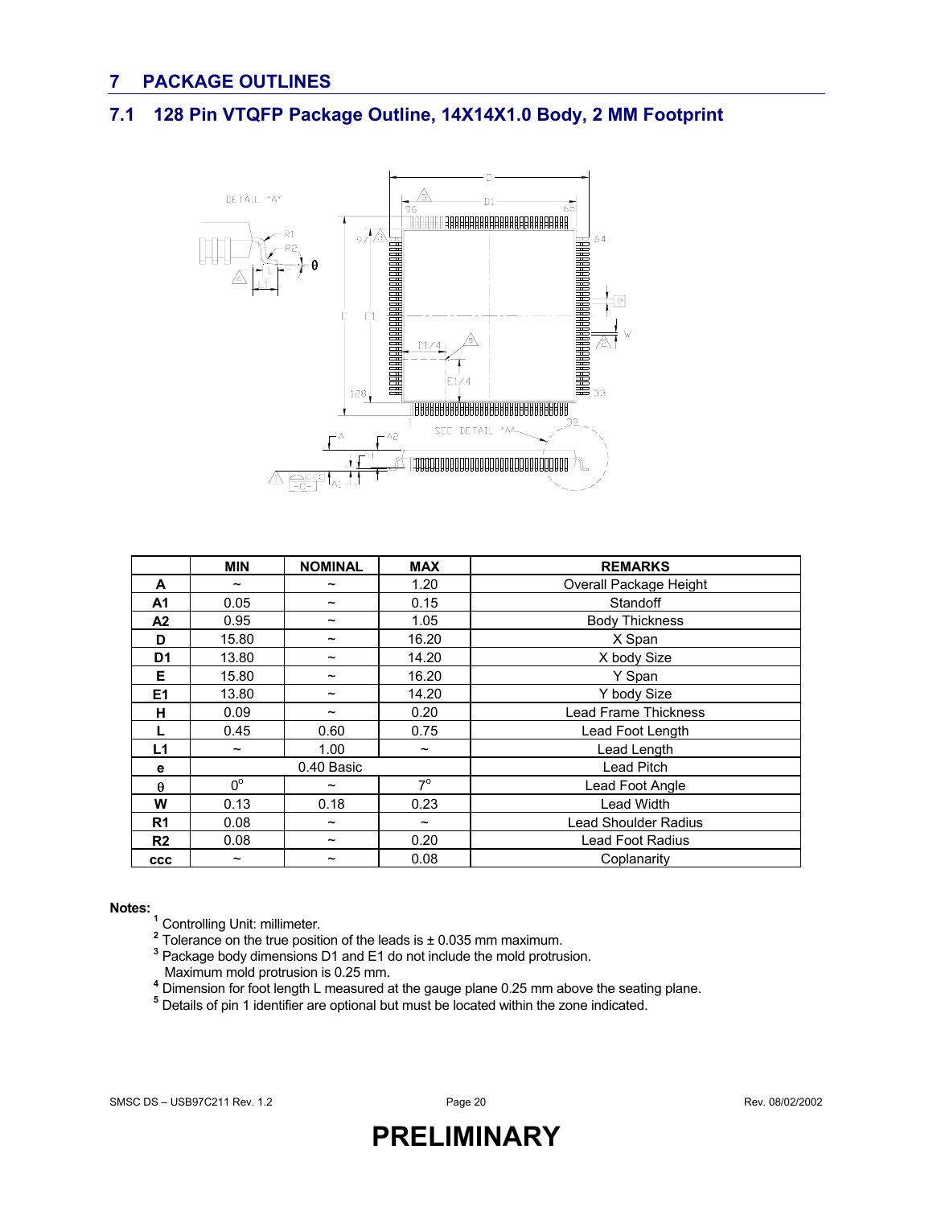## 7 PACKAGE OUTLINES

### 7.1 128 Pin VTQFP Package Outline, 14X14X1.0 Body, 2 MM Footprint

| | MIN | NOMINAL | MAX | REMARKS |
|---|---|---|---|---|
| **A** | ~ | ~ | 1.20 | Overall Package Height |
| **A1** | 0.05 | ~ | 0.15 | Standoff |
| **A2** | 0.95 | ~ | 1.05 | Body Thickness |
| **D** | 15.80 | ~ | 16.20 | X Span |
| **D1** | 13.80 | ~ | 14.20 | X body Size |
| **E** | 15.80 | ~ | 16.20 | Y Span |
| **E1** | 13.80 | ~ | 14.20 | Y body Size |
| **H** | 0.09 | ~ | 0.20 | Lead Frame Thickness |
| **L** | 0.45 | 0.60 | 0.75 | Lead Foot Length |
| **L1** | ~ | 1.00 | ~ | Lead Length |
| **e** | | 0.40 Basic | | Lead Pitch |
| **θ** | 0° | ~ | 7° | Lead Foot Angle |
| **W** | 0.13 | 0.18 | 0.23 | Lead Width |
| **R1** | 0.08 | ~ | ~ | Lead Shoulder Radius |
| **R2** | 0.08 | ~ | 0.20 | Lead Foot Radius |
| **ccc** | ~ | ~ | 0.08 | Coplanarity |

**Notes:**

[1] Controlling Unit: millimeter.

[2] Tolerance on the true position of the leads is ± 0.035 mm maximum.

[3] Package body dimensions D1 and E1 do not include the mold protrusion.
Maximum mold protrusion is 0.25 mm.

[4] Dimension for foot length L measured at the gauge plane 0.25 mm above the seating plane.

[5] Details of pin 1 identifier are optional but must be located within the zone indicated.

**PRELIMINARY**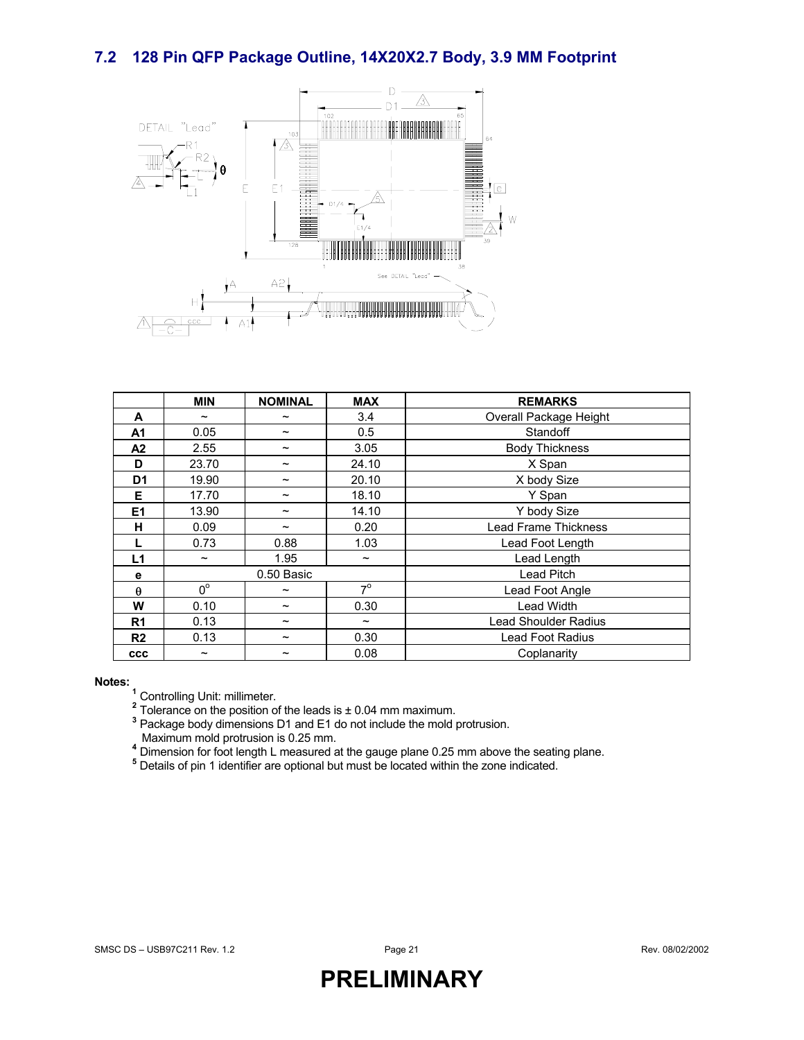## 7.2 128 Pin QFP Package Outline, 14X20X2.7 Body, 3.9 MM Footprint

| | MIN | NOMINAL | MAX | REMARKS |
|---|---|---|---|---|
| **A** | ~ | ~ | 3.4 | Overall Package Height |
| **A1** | 0.05 | ~ | 0.5 | Standoff |
| **A2** | 2.55 | ~ | 3.05 | Body Thickness |
| **D** | 23.70 | ~ | 24.10 | X Span |
| **D1** | 19.90 | ~ | 20.10 | X body Size |
| **E** | 17.70 | ~ | 18.10 | Y Span |
| **E1** | 13.90 | ~ | 14.10 | Y body Size |
| **H** | 0.09 | ~ | 0.20 | Lead Frame Thickness |
| **L** | 0.73 | 0.88 | 1.03 | Lead Foot Length |
| **L1** | ~ | 1.95 | ~ | Lead Length |
| **e** | 0.50 Basic | | | Lead Pitch |
| **θ** | 0° | ~ | 7° | Lead Foot Angle |
| **W** | 0.10 | ~ | 0.30 | Lead Width |
| **R1** | 0.13 | ~ | ~ | Lead Shoulder Radius |
| **R2** | 0.13 | ~ | 0.30 | Lead Foot Radius |
| **ccc** | ~ | ~ | 0.08 | Coplanarity |

**Notes:**

1. Controlling Unit: millimeter.
2. Tolerance on the position of the leads is ± 0.04 mm maximum.
3. Package body dimensions D1 and E1 do not include the mold protrusion.
   Maximum mold protrusion is 0.25 mm.
4. Dimension for foot length L measured at the gauge plane 0.25 mm above the seating plane.
5. Details of pin 1 identifier are optional but must be located within the zone indicated.

**PRELIMINARY**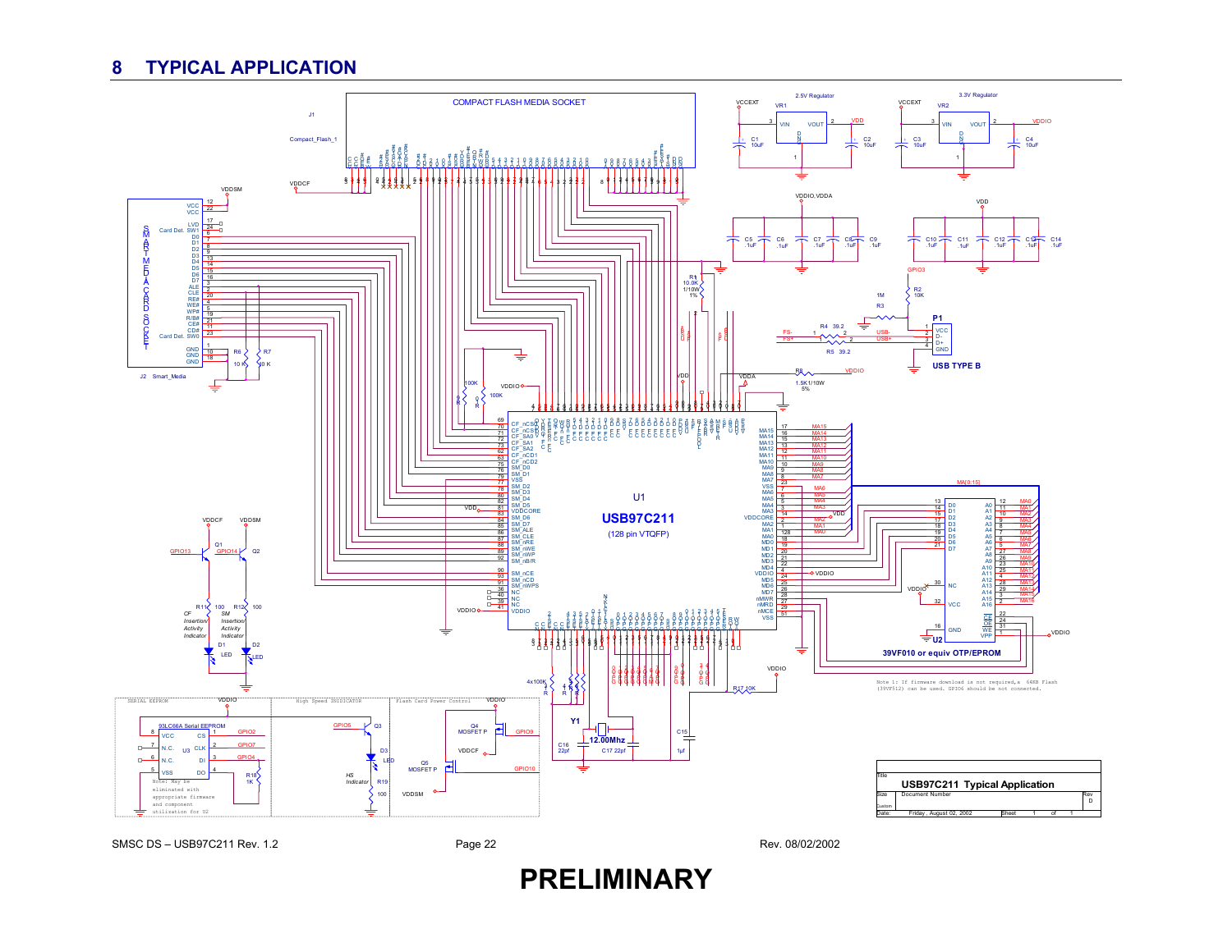# 8 TYPICAL APPLICATION

COMPACT FLASH MEDIA SOCKET

J1

Compact_Flash_1

2.5V Regulator

3.3V Regulator

SMART MEDIA CARD SOCKET

J2 Smart_Media

U1

USB97C211

(128 pin VTQFP)

U2

39VF010 or equiv OTP/EPROM

P1

USB TYPE B

SERIAL EEPROM

93LC66A Serial EEPROM

Note: May be eliminated with appropriate firmware and component utilization for U2

High Speed INDICATOR

Flash Card Power Control

Y1

12.00Mhz

Note 1: If firmware download is not required,a 64KB Flash (39VF512) can be used. GPIO6 should be not connected.

| Title | | |
|---|---|---|
| USB97C211 Typical Application | | |
| Size: Custom | Document Number | Rev: D |
| Date: Friday, August 02, 2002 | Sheet 1 of 1 | |

SMSC DS – USB97C211 Rev. 1.2

Rev. 08/02/2002

**PRELIMINARY**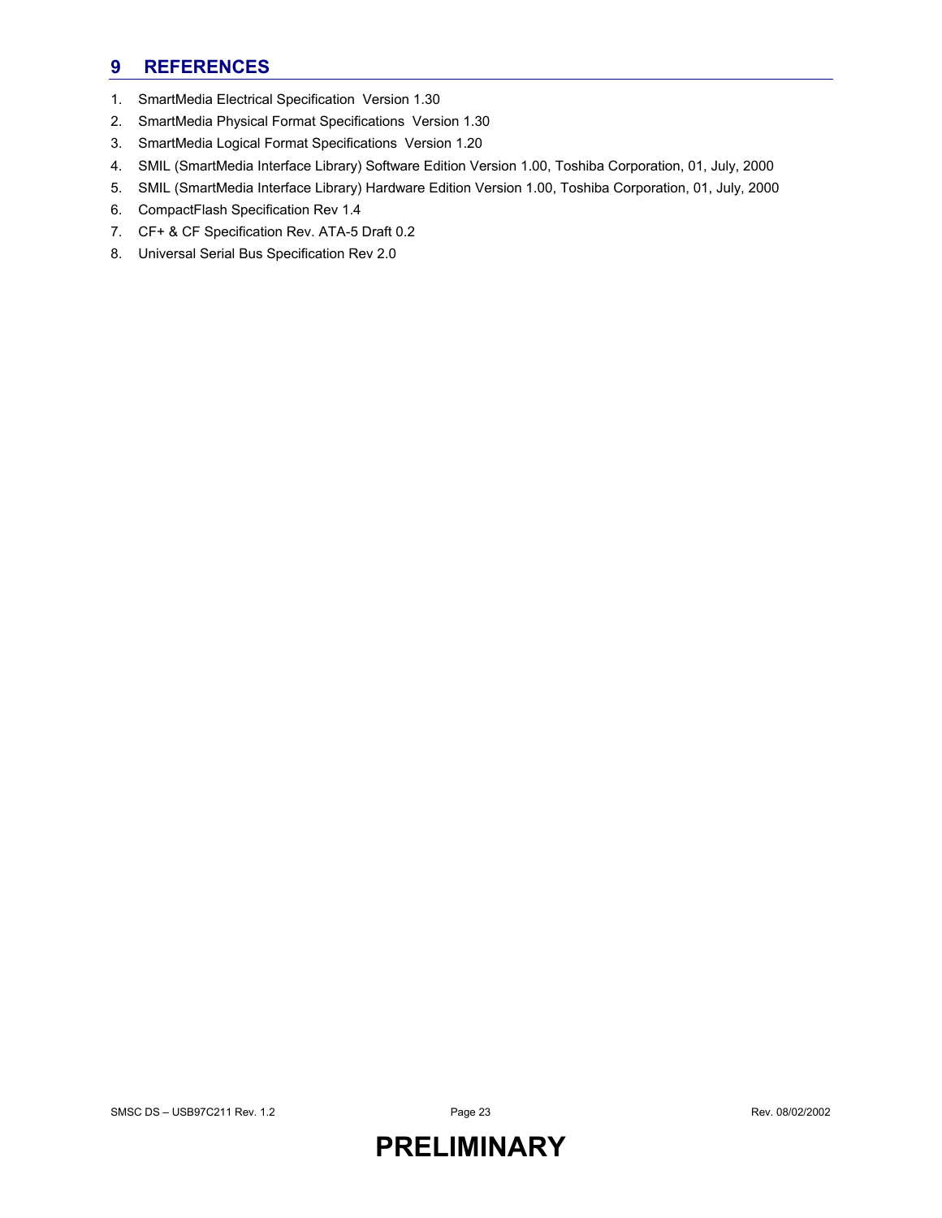# 9 REFERENCES

1. SmartMedia Electrical Specification Version 1.30
2. SmartMedia Physical Format Specifications Version 1.30
3. SmartMedia Logical Format Specifications Version 1.20
4. SMIL (SmartMedia Interface Library) Software Edition Version 1.00, Toshiba Corporation, 01, July, 2000
5. SMIL (SmartMedia Interface Library) Hardware Edition Version 1.00, Toshiba Corporation, 01, July, 2000
6. CompactFlash Specification Rev 1.4
7. CF+ & CF Specification Rev. ATA-5 Draft 0.2
8. Universal Serial Bus Specification Rev 2.0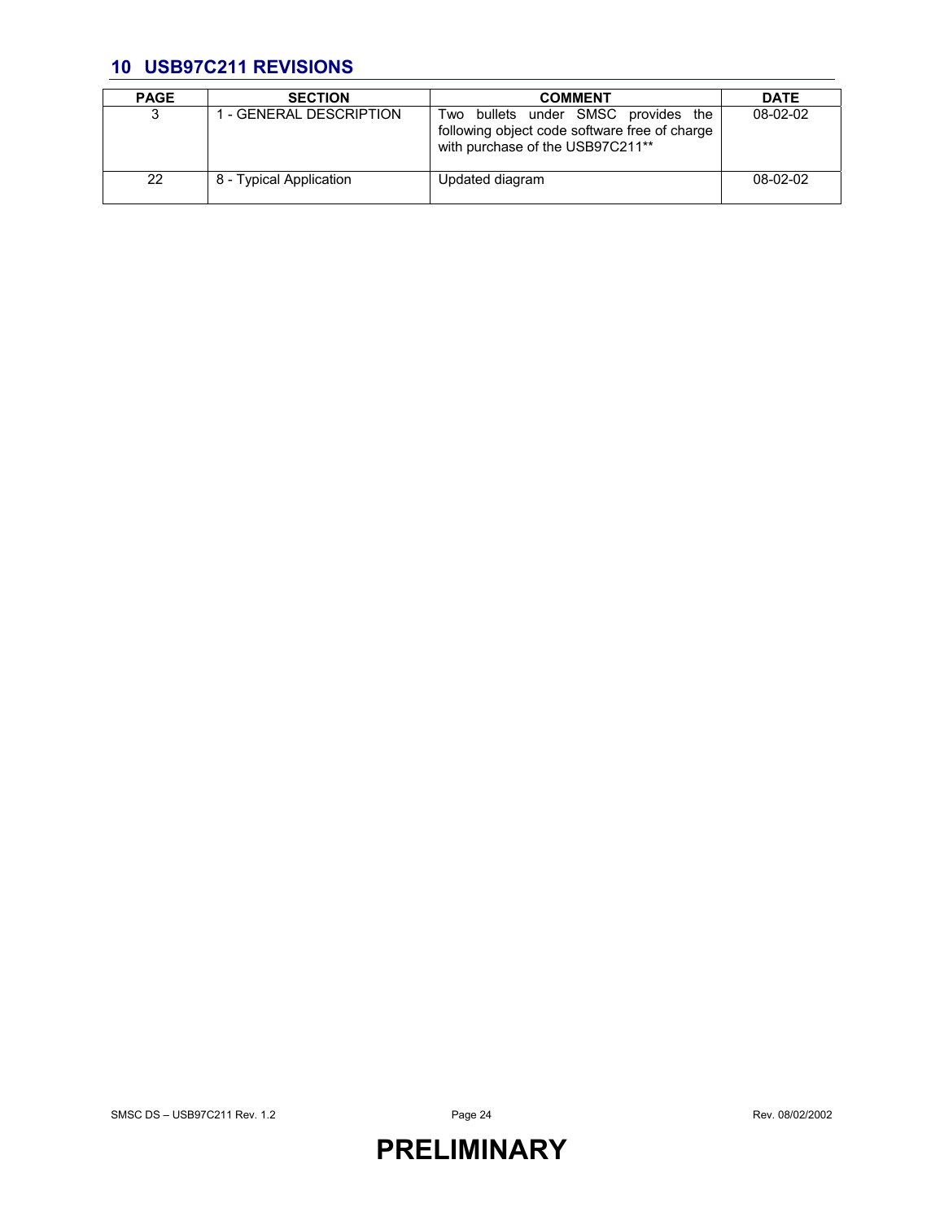## 10 USB97C211 REVISIONS

| PAGE | SECTION | COMMENT | DATE |
|---|---|---|---|
| 3 | 1 - GENERAL DESCRIPTION | Two bullets under SMSC provides the following object code software free of charge with purchase of the USB97C211** | 08-02-02 |
| 22 | 8 - Typical Application | Updated diagram | 08-02-02 |

**PRELIMINARY**